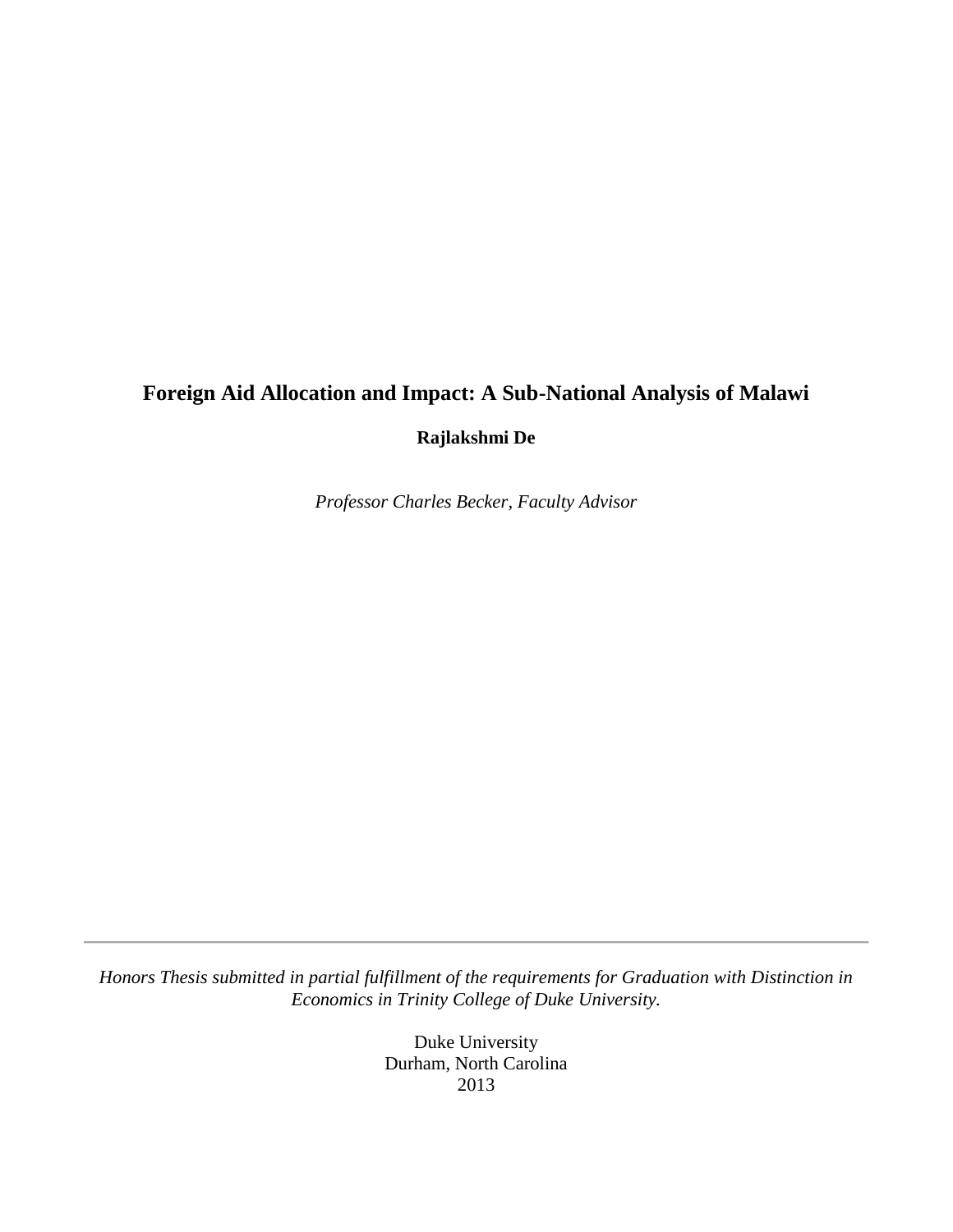# Foreign Aid Allocation and Impact: A Sub-National Analysis of Malawi

**Rajlakshmi De**

*Professor Charles Becker, Faculty Advisor*

---

*Honors Thesis submitted in partial fulfillment of the requirements for Graduation with Distinction in Economics in Trinity College of Duke University.*

Duke University
Durham, North Carolina
2013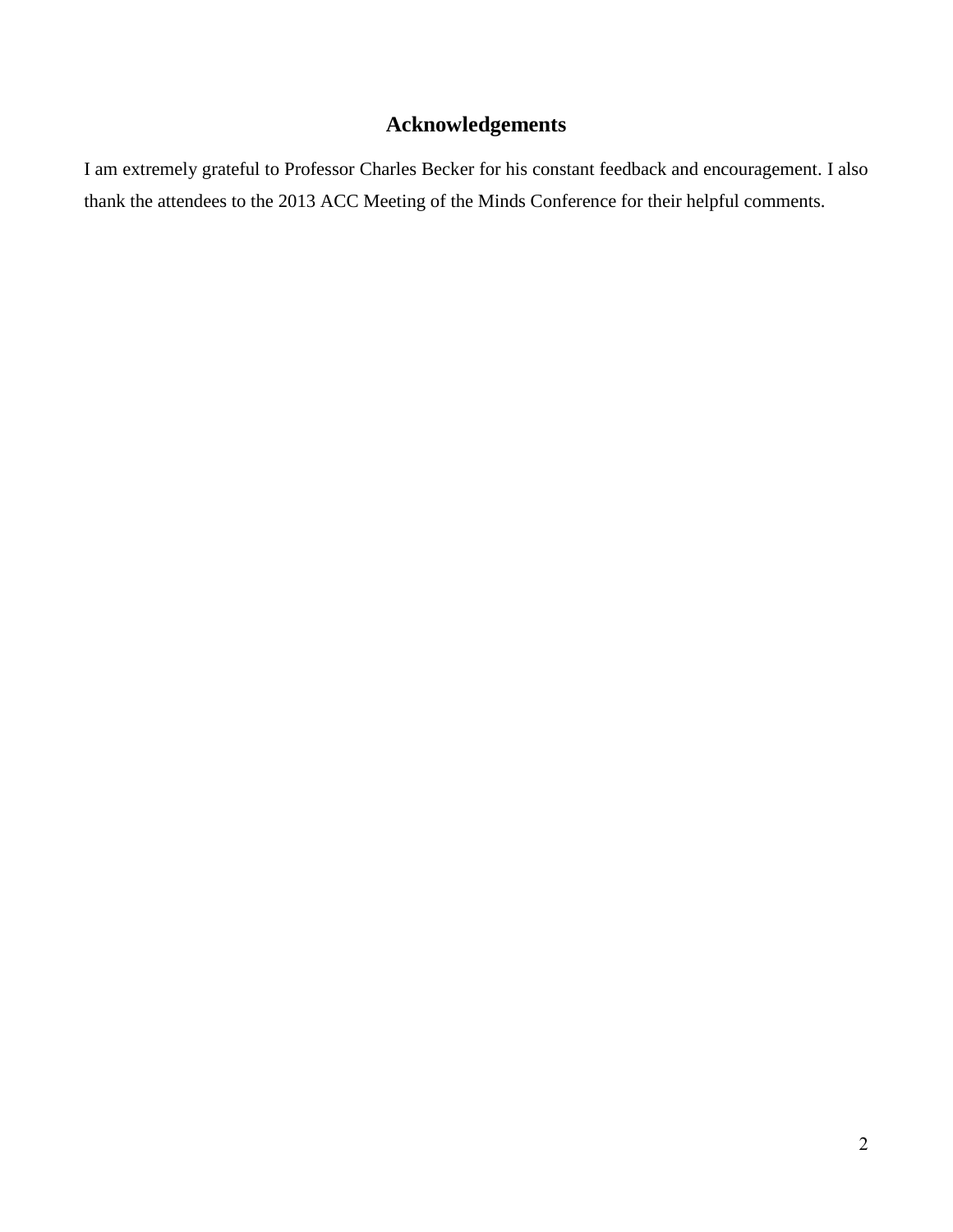## Acknowledgements

I am extremely grateful to Professor Charles Becker for his constant feedback and encouragement. I also thank the attendees to the 2013 ACC Meeting of the Minds Conference for their helpful comments.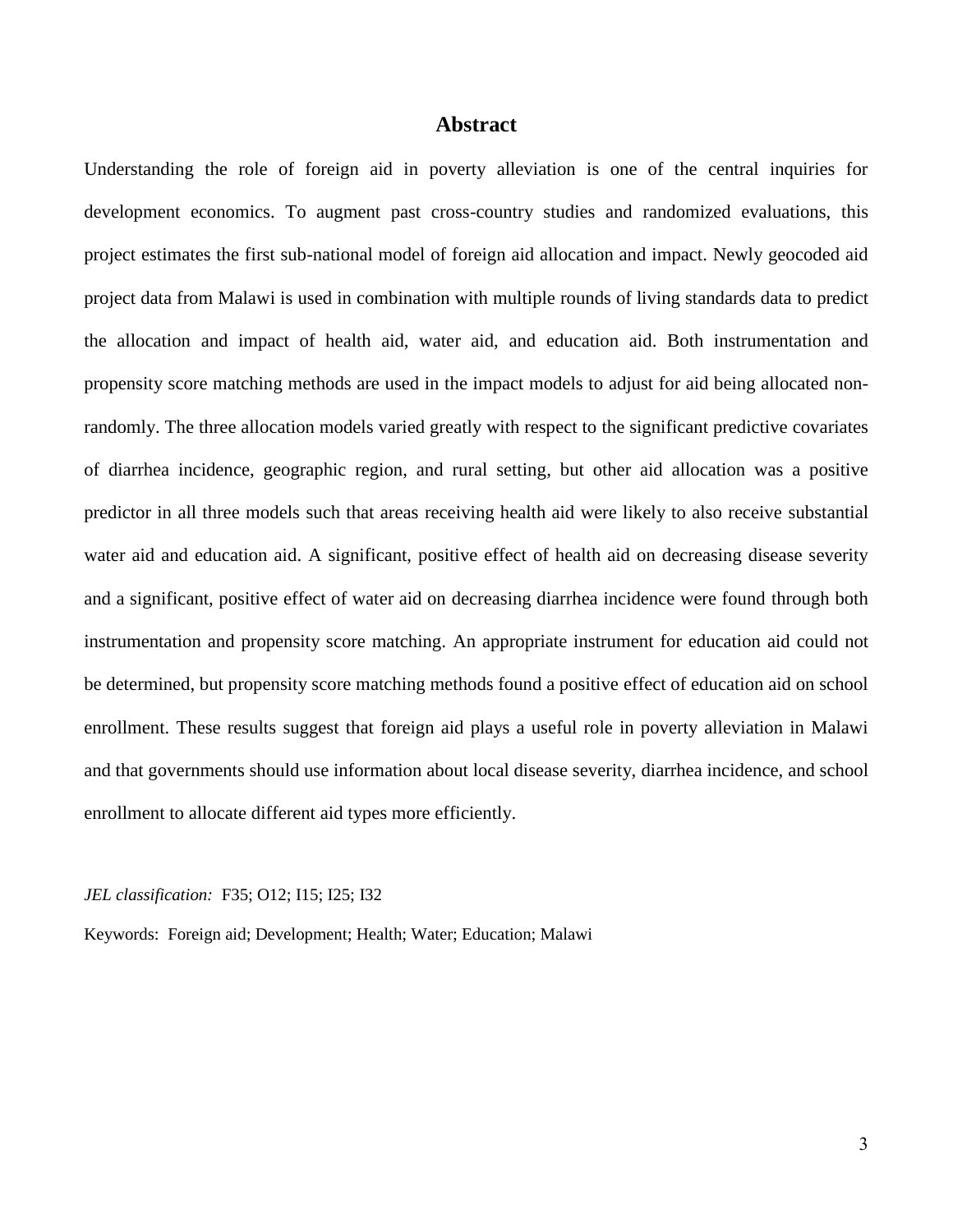## Abstract

Understanding the role of foreign aid in poverty alleviation is one of the central inquiries for development economics. To augment past cross-country studies and randomized evaluations, this project estimates the first sub-national model of foreign aid allocation and impact. Newly geocoded aid project data from Malawi is used in combination with multiple rounds of living standards data to predict the allocation and impact of health aid, water aid, and education aid. Both instrumentation and propensity score matching methods are used in the impact models to adjust for aid being allocated non-randomly. The three allocation models varied greatly with respect to the significant predictive covariates of diarrhea incidence, geographic region, and rural setting, but other aid allocation was a positive predictor in all three models such that areas receiving health aid were likely to also receive substantial water aid and education aid. A significant, positive effect of health aid on decreasing disease severity and a significant, positive effect of water aid on decreasing diarrhea incidence were found through both instrumentation and propensity score matching. An appropriate instrument for education aid could not be determined, but propensity score matching methods found a positive effect of education aid on school enrollment. These results suggest that foreign aid plays a useful role in poverty alleviation in Malawi and that governments should use information about local disease severity, diarrhea incidence, and school enrollment to allocate different aid types more efficiently.

*JEL classification:* F35; O12; I15; I25; I32

Keywords: Foreign aid; Development; Health; Water; Education; Malawi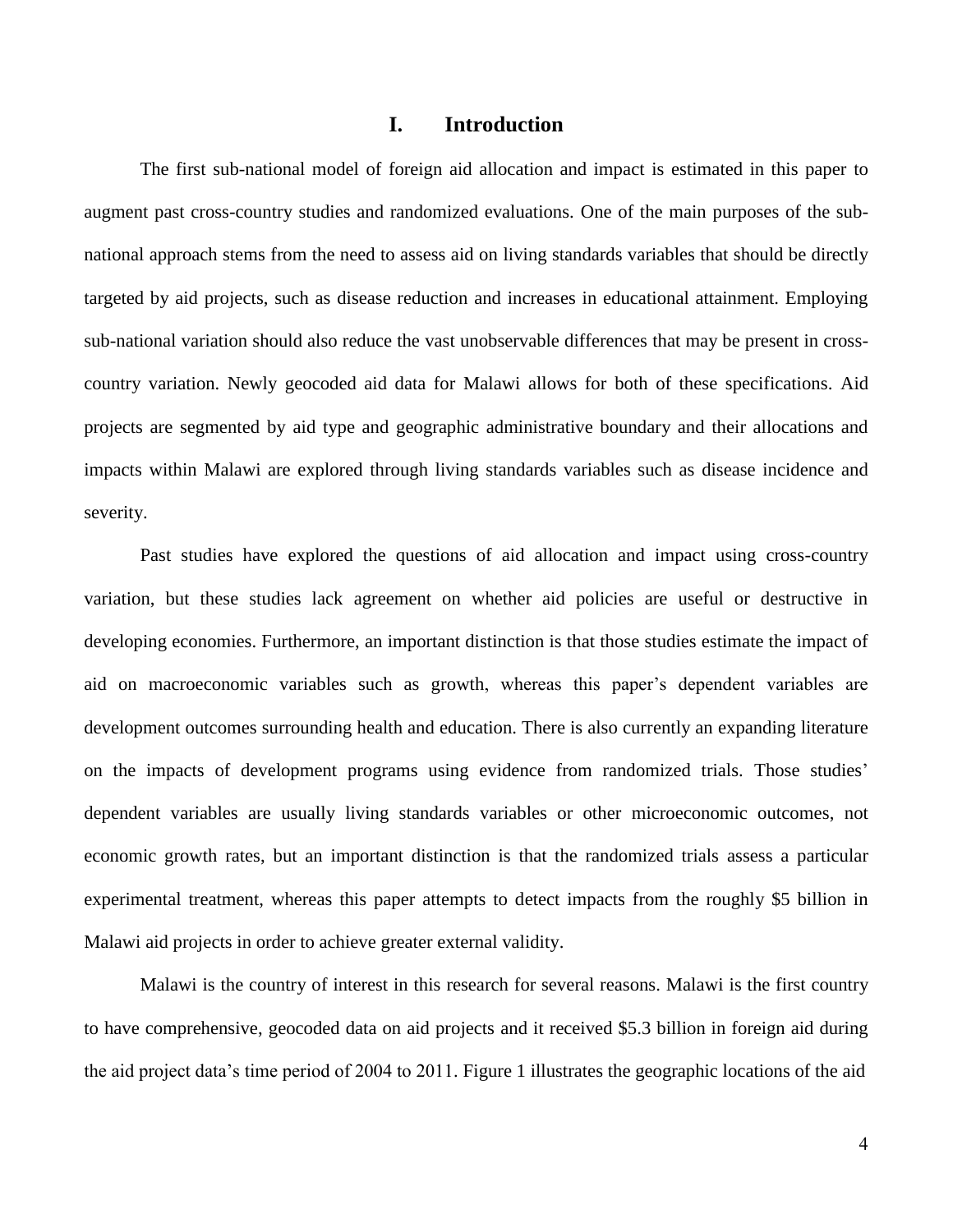# I. Introduction

The first sub-national model of foreign aid allocation and impact is estimated in this paper to augment past cross-country studies and randomized evaluations. One of the main purposes of the sub-national approach stems from the need to assess aid on living standards variables that should be directly targeted by aid projects, such as disease reduction and increases in educational attainment. Employing sub-national variation should also reduce the vast unobservable differences that may be present in cross-country variation. Newly geocoded aid data for Malawi allows for both of these specifications. Aid projects are segmented by aid type and geographic administrative boundary and their allocations and impacts within Malawi are explored through living standards variables such as disease incidence and severity.

Past studies have explored the questions of aid allocation and impact using cross-country variation, but these studies lack agreement on whether aid policies are useful or destructive in developing economies. Furthermore, an important distinction is that those studies estimate the impact of aid on macroeconomic variables such as growth, whereas this paper's dependent variables are development outcomes surrounding health and education. There is also currently an expanding literature on the impacts of development programs using evidence from randomized trials. Those studies' dependent variables are usually living standards variables or other microeconomic outcomes, not economic growth rates, but an important distinction is that the randomized trials assess a particular experimental treatment, whereas this paper attempts to detect impacts from the roughly $5 billion in Malawi aid projects in order to achieve greater external validity.

Malawi is the country of interest in this research for several reasons. Malawi is the first country to have comprehensive, geocoded data on aid projects and it received $5.3 billion in foreign aid during the aid project data's time period of 2004 to 2011. Figure 1 illustrates the geographic locations of the aid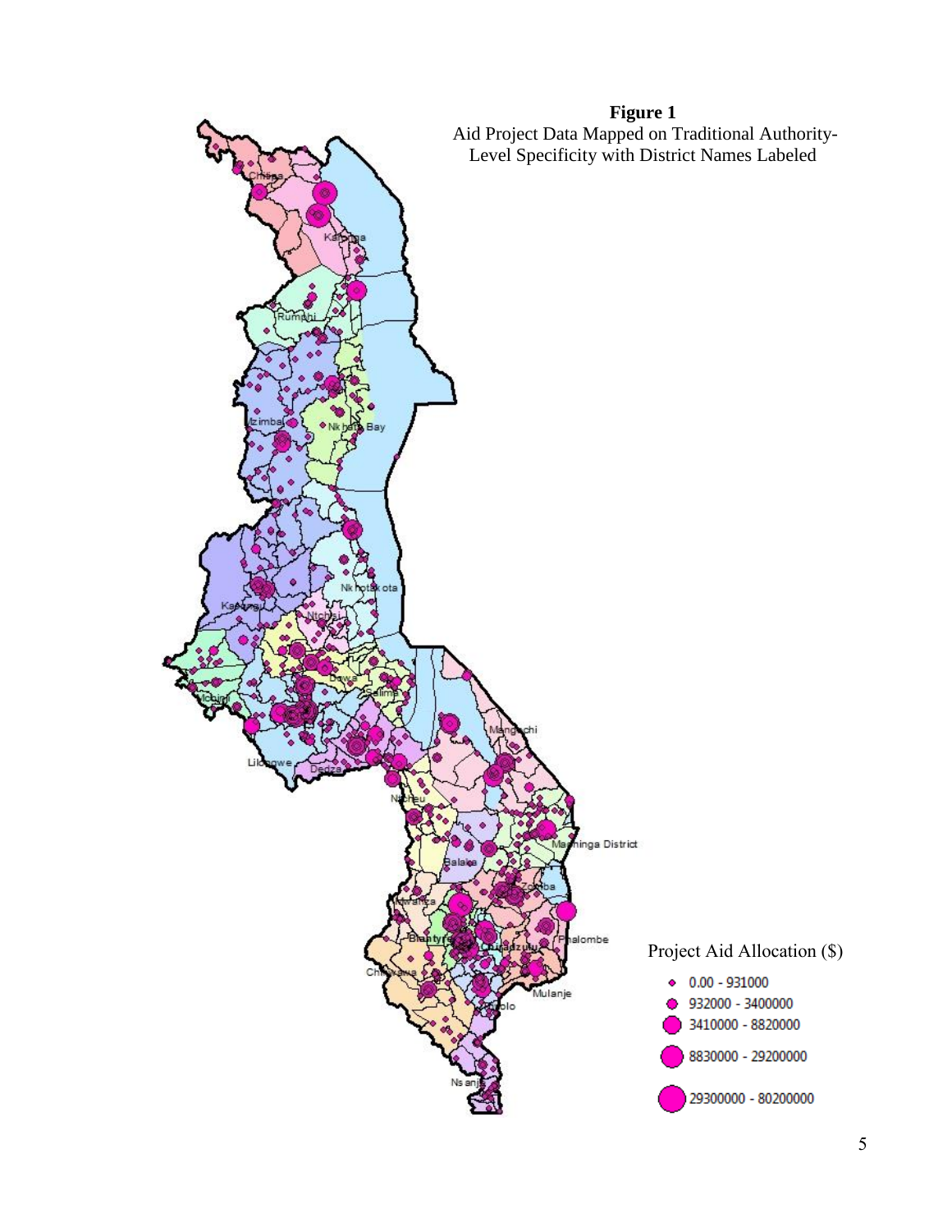**Figure 1**
Aid Project Data Mapped on Traditional Authority-Level Specificity with District Names Labeled

Chitipa
Karonga
Rumphi
Mzimba
Nkhata Bay
Nkhotakota
Kasungu
Ntchisi
Dowa
Salima
Mchinji
Lilongwe
Dedza
Mangochi
Ntcheu
Machinga District
Balaka
Zomba
Mwanza
Blantyre
Chiradzulu
Phalombe
Chikwawa
Mulanje
Thyolo
Nsanje

Project Aid Allocation ($)

0.00 - 931000
932000 - 3400000
3410000 - 8820000
8830000 - 29200000
29300000 - 80200000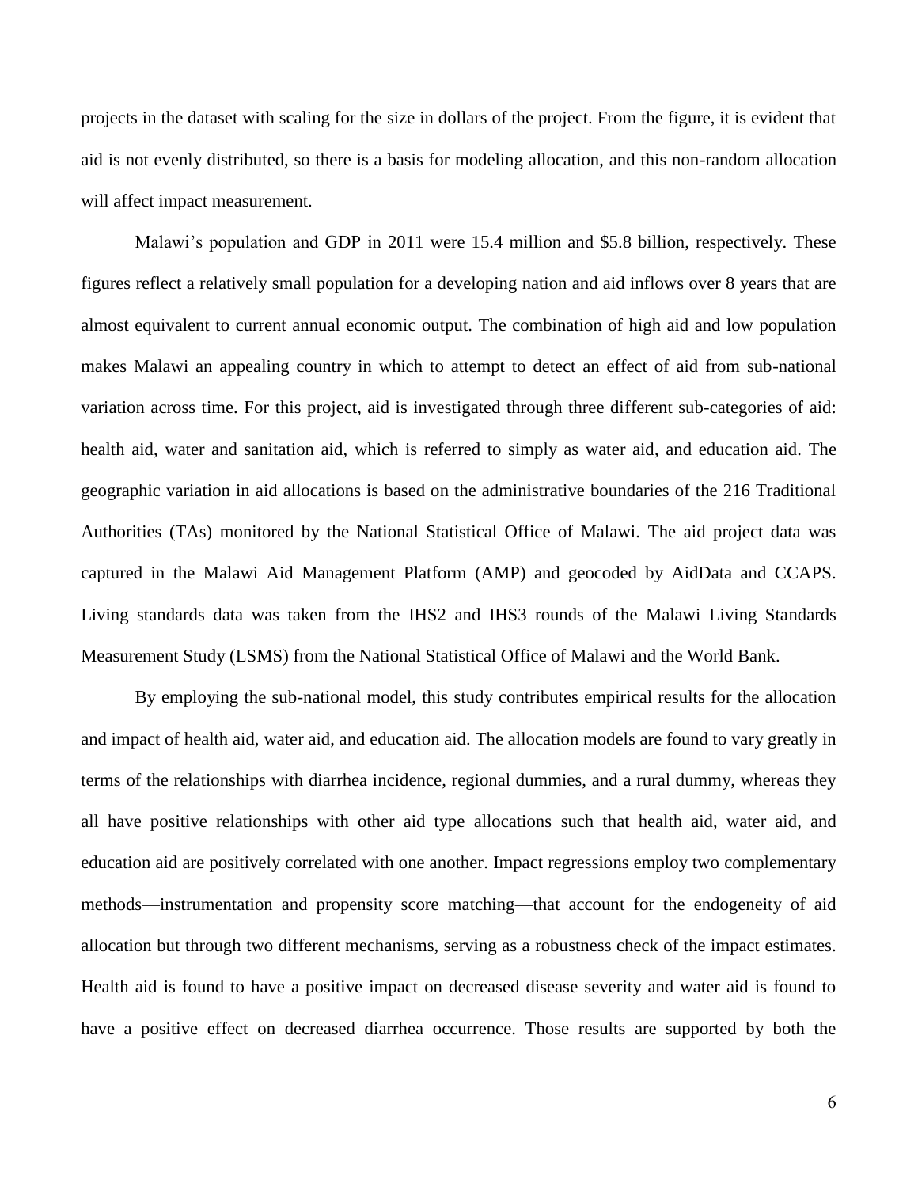projects in the dataset with scaling for the size in dollars of the project. From the figure, it is evident that aid is not evenly distributed, so there is a basis for modeling allocation, and this non-random allocation will affect impact measurement.

Malawi's population and GDP in 2011 were 15.4 million and $5.8 billion, respectively. These figures reflect a relatively small population for a developing nation and aid inflows over 8 years that are almost equivalent to current annual economic output. The combination of high aid and low population makes Malawi an appealing country in which to attempt to detect an effect of aid from sub-national variation across time. For this project, aid is investigated through three different sub-categories of aid: health aid, water and sanitation aid, which is referred to simply as water aid, and education aid. The geographic variation in aid allocations is based on the administrative boundaries of the 216 Traditional Authorities (TAs) monitored by the National Statistical Office of Malawi. The aid project data was captured in the Malawi Aid Management Platform (AMP) and geocoded by AidData and CCAPS. Living standards data was taken from the IHS2 and IHS3 rounds of the Malawi Living Standards Measurement Study (LSMS) from the National Statistical Office of Malawi and the World Bank.

By employing the sub-national model, this study contributes empirical results for the allocation and impact of health aid, water aid, and education aid. The allocation models are found to vary greatly in terms of the relationships with diarrhea incidence, regional dummies, and a rural dummy, whereas they all have positive relationships with other aid type allocations such that health aid, water aid, and education aid are positively correlated with one another. Impact regressions employ two complementary methods—instrumentation and propensity score matching—that account for the endogeneity of aid allocation but through two different mechanisms, serving as a robustness check of the impact estimates. Health aid is found to have a positive impact on decreased disease severity and water aid is found to have a positive effect on decreased diarrhea occurrence. Those results are supported by both the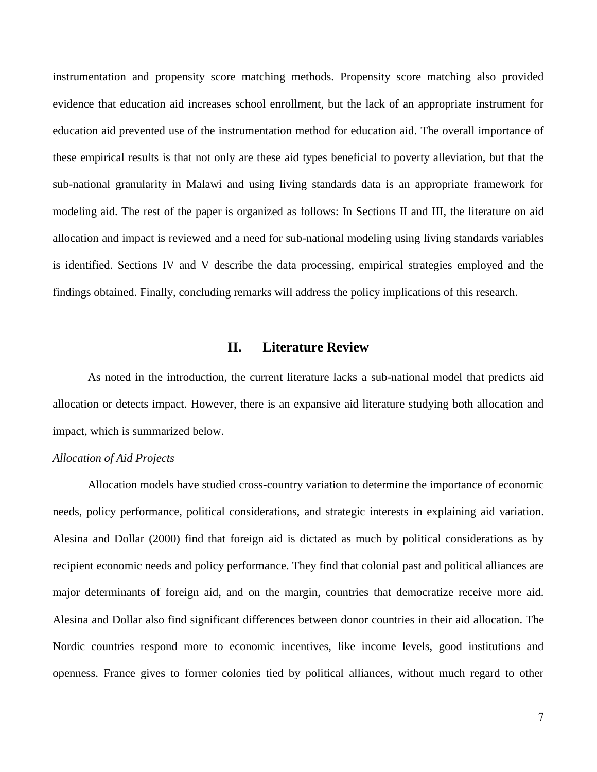instrumentation and propensity score matching methods. Propensity score matching also provided evidence that education aid increases school enrollment, but the lack of an appropriate instrument for education aid prevented use of the instrumentation method for education aid. The overall importance of these empirical results is that not only are these aid types beneficial to poverty alleviation, but that the sub-national granularity in Malawi and using living standards data is an appropriate framework for modeling aid. The rest of the paper is organized as follows: In Sections II and III, the literature on aid allocation and impact is reviewed and a need for sub-national modeling using living standards variables is identified. Sections IV and V describe the data processing, empirical strategies employed and the findings obtained. Finally, concluding remarks will address the policy implications of this research.

## II. Literature Review

As noted in the introduction, the current literature lacks a sub-national model that predicts aid allocation or detects impact. However, there is an expansive aid literature studying both allocation and impact, which is summarized below.

*Allocation of Aid Projects*

Allocation models have studied cross-country variation to determine the importance of economic needs, policy performance, political considerations, and strategic interests in explaining aid variation. Alesina and Dollar (2000) find that foreign aid is dictated as much by political considerations as by recipient economic needs and policy performance. They find that colonial past and political alliances are major determinants of foreign aid, and on the margin, countries that democratize receive more aid. Alesina and Dollar also find significant differences between donor countries in their aid allocation. The Nordic countries respond more to economic incentives, like income levels, good institutions and openness. France gives to former colonies tied by political alliances, without much regard to other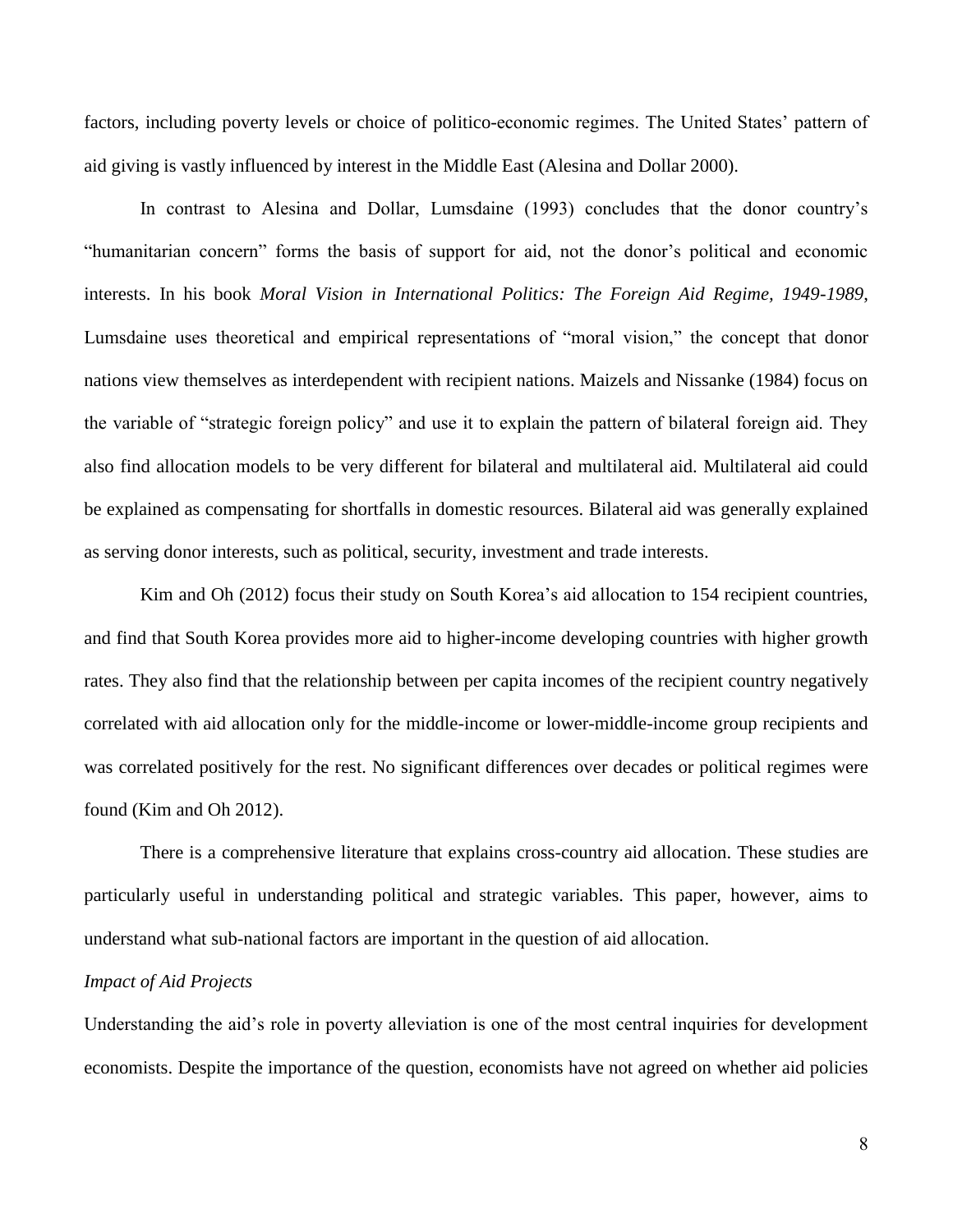factors, including poverty levels or choice of politico-economic regimes. The United States' pattern of aid giving is vastly influenced by interest in the Middle East (Alesina and Dollar 2000).

In contrast to Alesina and Dollar, Lumsdaine (1993) concludes that the donor country's "humanitarian concern" forms the basis of support for aid, not the donor's political and economic interests. In his book *Moral Vision in International Politics: The Foreign Aid Regime, 1949-1989,* Lumsdaine uses theoretical and empirical representations of "moral vision," the concept that donor nations view themselves as interdependent with recipient nations. Maizels and Nissanke (1984) focus on the variable of "strategic foreign policy" and use it to explain the pattern of bilateral foreign aid. They also find allocation models to be very different for bilateral and multilateral aid. Multilateral aid could be explained as compensating for shortfalls in domestic resources. Bilateral aid was generally explained as serving donor interests, such as political, security, investment and trade interests.

Kim and Oh (2012) focus their study on South Korea's aid allocation to 154 recipient countries, and find that South Korea provides more aid to higher-income developing countries with higher growth rates. They also find that the relationship between per capita incomes of the recipient country negatively correlated with aid allocation only for the middle-income or lower-middle-income group recipients and was correlated positively for the rest. No significant differences over decades or political regimes were found (Kim and Oh 2012).

There is a comprehensive literature that explains cross-country aid allocation. These studies are particularly useful in understanding political and strategic variables. This paper, however, aims to understand what sub-national factors are important in the question of aid allocation.

*Impact of Aid Projects*

Understanding the aid's role in poverty alleviation is one of the most central inquiries for development economists. Despite the importance of the question, economists have not agreed on whether aid policies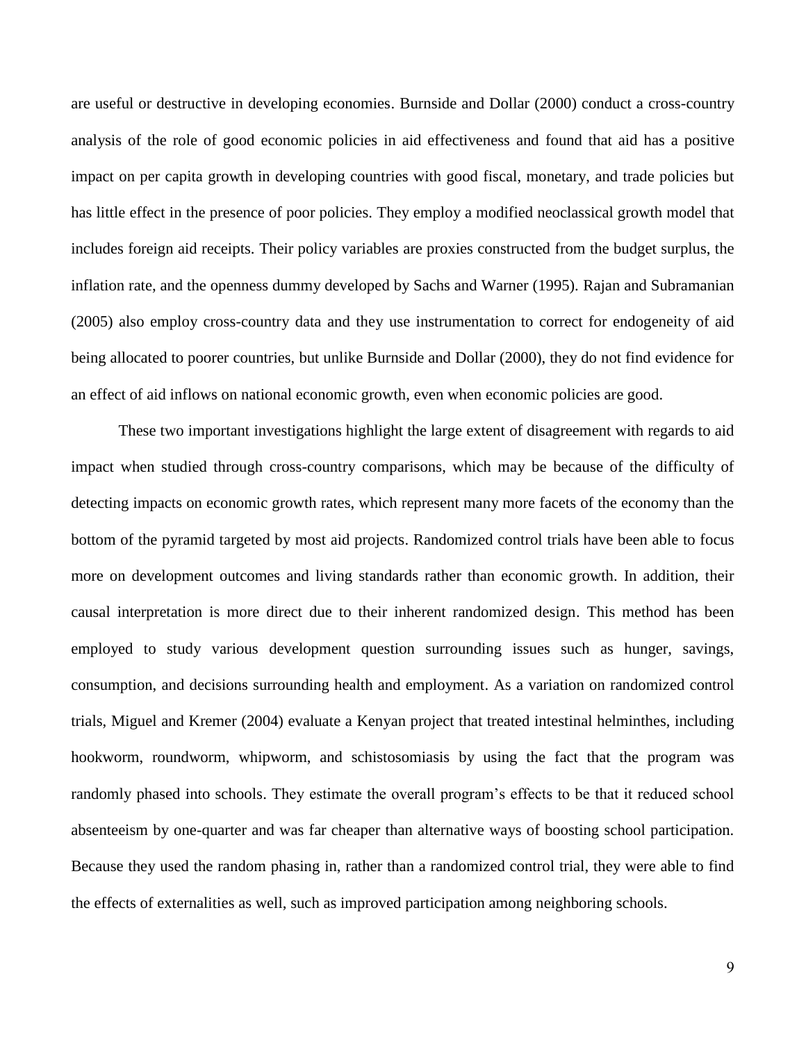are useful or destructive in developing economies. Burnside and Dollar (2000) conduct a cross-country analysis of the role of good economic policies in aid effectiveness and found that aid has a positive impact on per capita growth in developing countries with good fiscal, monetary, and trade policies but has little effect in the presence of poor policies. They employ a modified neoclassical growth model that includes foreign aid receipts. Their policy variables are proxies constructed from the budget surplus, the inflation rate, and the openness dummy developed by Sachs and Warner (1995). Rajan and Subramanian (2005) also employ cross-country data and they use instrumentation to correct for endogeneity of aid being allocated to poorer countries, but unlike Burnside and Dollar (2000), they do not find evidence for an effect of aid inflows on national economic growth, even when economic policies are good.

These two important investigations highlight the large extent of disagreement with regards to aid impact when studied through cross-country comparisons, which may be because of the difficulty of detecting impacts on economic growth rates, which represent many more facets of the economy than the bottom of the pyramid targeted by most aid projects. Randomized control trials have been able to focus more on development outcomes and living standards rather than economic growth. In addition, their causal interpretation is more direct due to their inherent randomized design. This method has been employed to study various development question surrounding issues such as hunger, savings, consumption, and decisions surrounding health and employment. As a variation on randomized control trials, Miguel and Kremer (2004) evaluate a Kenyan project that treated intestinal helminthes, including hookworm, roundworm, whipworm, and schistosomiasis by using the fact that the program was randomly phased into schools. They estimate the overall program's effects to be that it reduced school absenteeism by one-quarter and was far cheaper than alternative ways of boosting school participation. Because they used the random phasing in, rather than a randomized control trial, they were able to find the effects of externalities as well, such as improved participation among neighboring schools.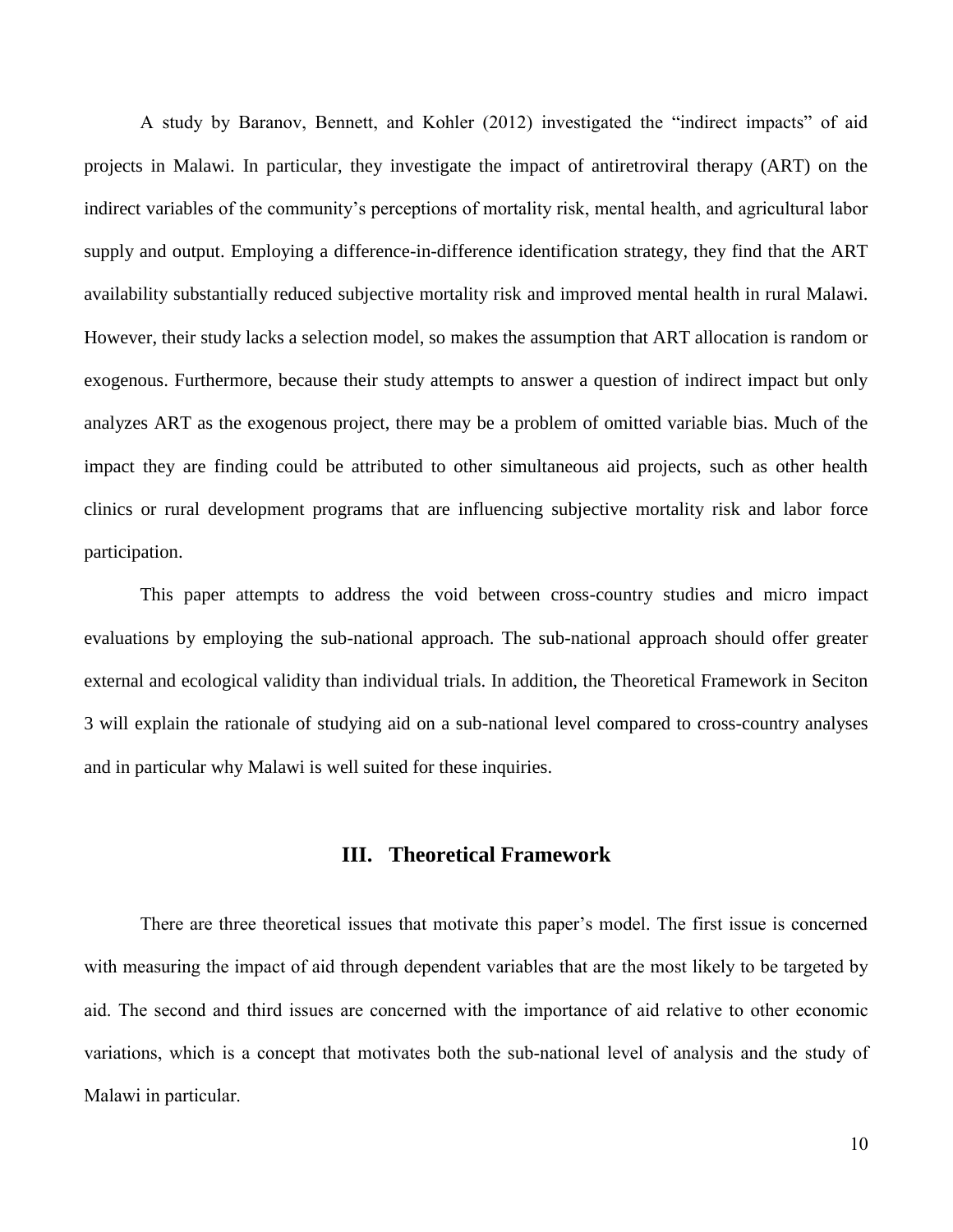A study by Baranov, Bennett, and Kohler (2012) investigated the "indirect impacts" of aid projects in Malawi. In particular, they investigate the impact of antiretroviral therapy (ART) on the indirect variables of the community's perceptions of mortality risk, mental health, and agricultural labor supply and output. Employing a difference-in-difference identification strategy, they find that the ART availability substantially reduced subjective mortality risk and improved mental health in rural Malawi. However, their study lacks a selection model, so makes the assumption that ART allocation is random or exogenous. Furthermore, because their study attempts to answer a question of indirect impact but only analyzes ART as the exogenous project, there may be a problem of omitted variable bias. Much of the impact they are finding could be attributed to other simultaneous aid projects, such as other health clinics or rural development programs that are influencing subjective mortality risk and labor force participation.

This paper attempts to address the void between cross-country studies and micro impact evaluations by employing the sub-national approach. The sub-national approach should offer greater external and ecological validity than individual trials. In addition, the Theoretical Framework in Seciton 3 will explain the rationale of studying aid on a sub-national level compared to cross-country analyses and in particular why Malawi is well suited for these inquiries.

## III. Theoretical Framework

There are three theoretical issues that motivate this paper's model. The first issue is concerned with measuring the impact of aid through dependent variables that are the most likely to be targeted by aid. The second and third issues are concerned with the importance of aid relative to other economic variations, which is a concept that motivates both the sub-national level of analysis and the study of Malawi in particular.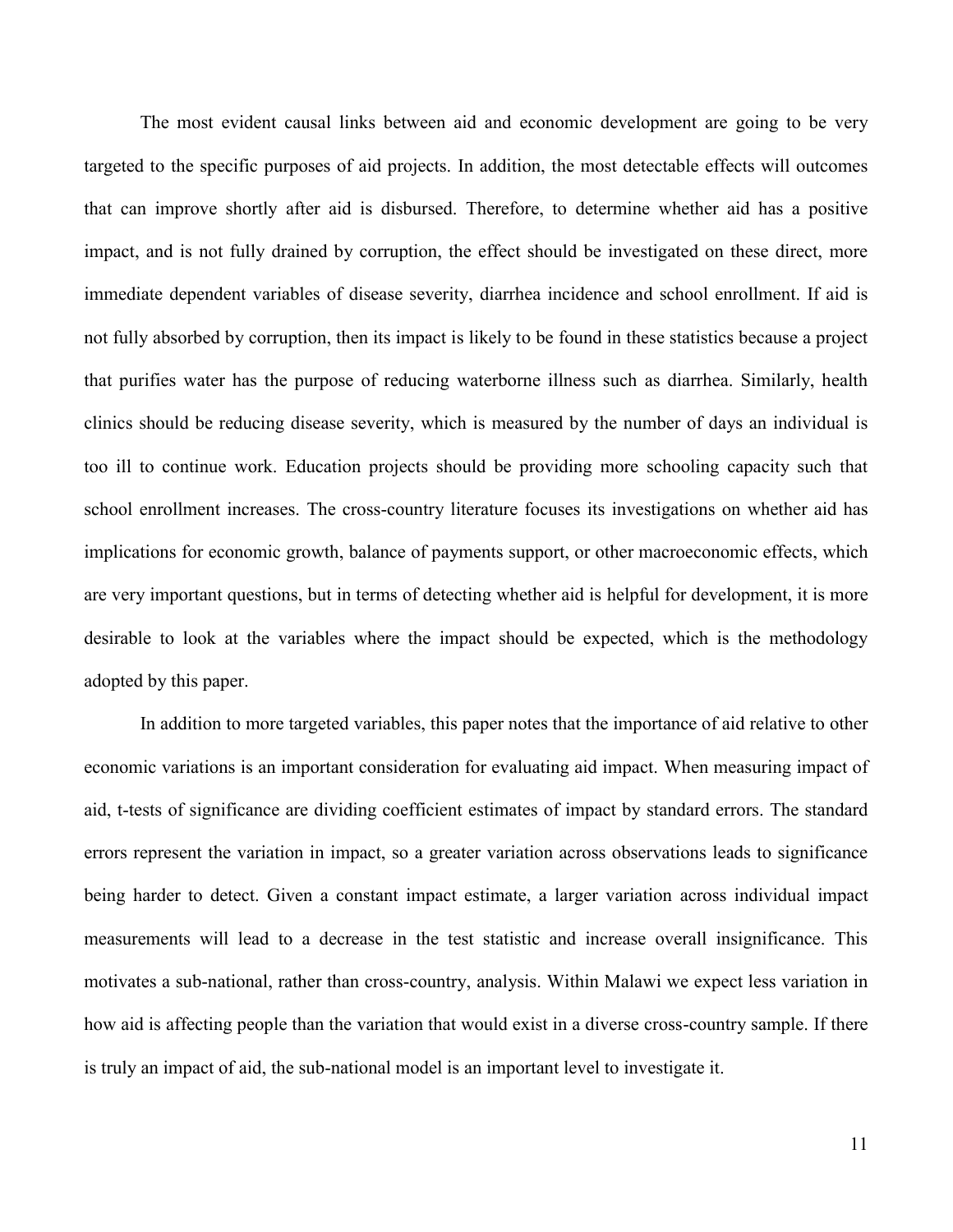The most evident causal links between aid and economic development are going to be very targeted to the specific purposes of aid projects. In addition, the most detectable effects will outcomes that can improve shortly after aid is disbursed. Therefore, to determine whether aid has a positive impact, and is not fully drained by corruption, the effect should be investigated on these direct, more immediate dependent variables of disease severity, diarrhea incidence and school enrollment. If aid is not fully absorbed by corruption, then its impact is likely to be found in these statistics because a project that purifies water has the purpose of reducing waterborne illness such as diarrhea. Similarly, health clinics should be reducing disease severity, which is measured by the number of days an individual is too ill to continue work. Education projects should be providing more schooling capacity such that school enrollment increases. The cross-country literature focuses its investigations on whether aid has implications for economic growth, balance of payments support, or other macroeconomic effects, which are very important questions, but in terms of detecting whether aid is helpful for development, it is more desirable to look at the variables where the impact should be expected, which is the methodology adopted by this paper.

In addition to more targeted variables, this paper notes that the importance of aid relative to other economic variations is an important consideration for evaluating aid impact. When measuring impact of aid, t-tests of significance are dividing coefficient estimates of impact by standard errors. The standard errors represent the variation in impact, so a greater variation across observations leads to significance being harder to detect. Given a constant impact estimate, a larger variation across individual impact measurements will lead to a decrease in the test statistic and increase overall insignificance. This motivates a sub-national, rather than cross-country, analysis. Within Malawi we expect less variation in how aid is affecting people than the variation that would exist in a diverse cross-country sample. If there is truly an impact of aid, the sub-national model is an important level to investigate it.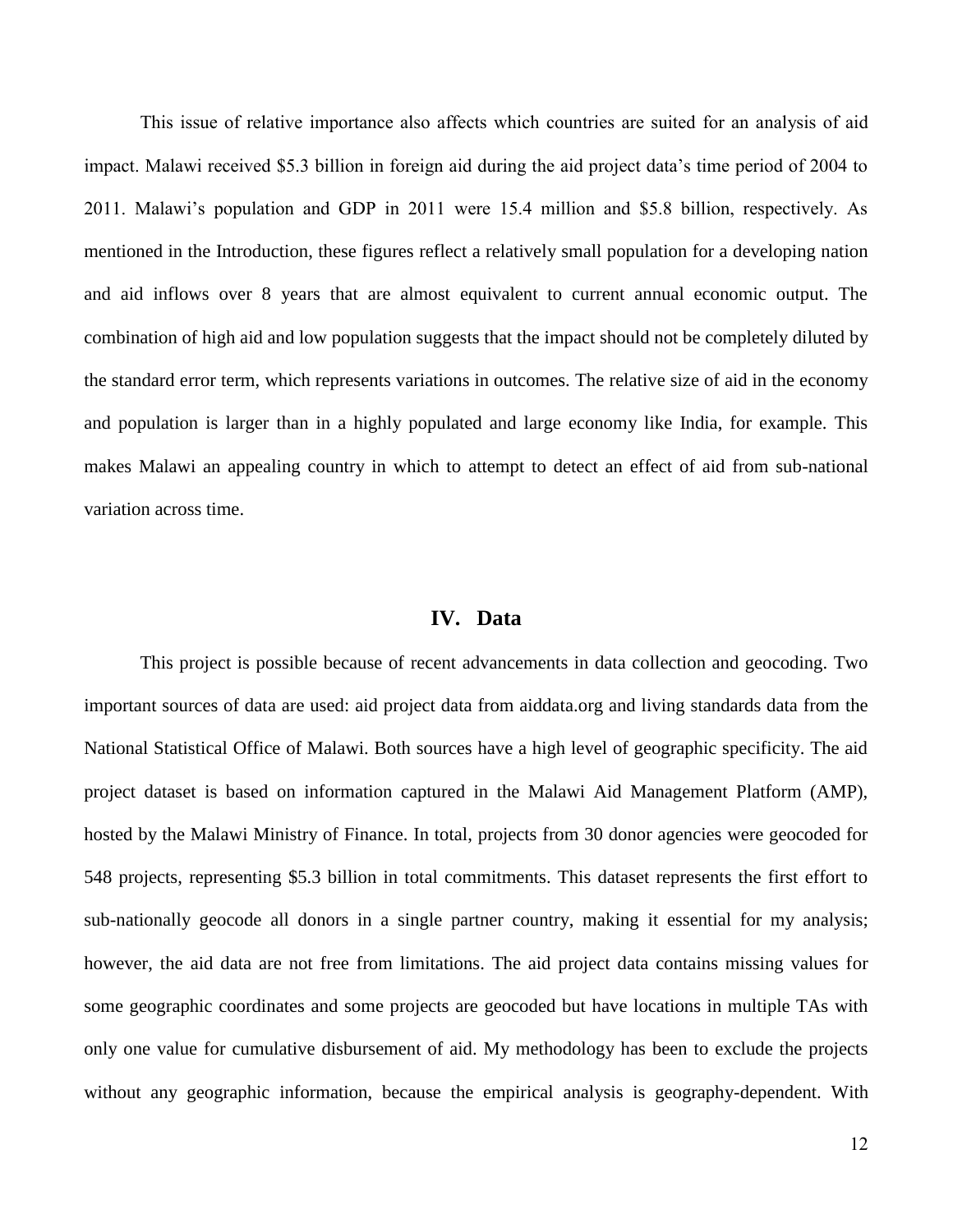This issue of relative importance also affects which countries are suited for an analysis of aid impact. Malawi received \$5.3 billion in foreign aid during the aid project data's time period of 2004 to 2011. Malawi's population and GDP in 2011 were 15.4 million and \$5.8 billion, respectively. As mentioned in the Introduction, these figures reflect a relatively small population for a developing nation and aid inflows over 8 years that are almost equivalent to current annual economic output. The combination of high aid and low population suggests that the impact should not be completely diluted by the standard error term, which represents variations in outcomes. The relative size of aid in the economy and population is larger than in a highly populated and large economy like India, for example. This makes Malawi an appealing country in which to attempt to detect an effect of aid from sub-national variation across time.

## IV. Data

This project is possible because of recent advancements in data collection and geocoding. Two important sources of data are used: aid project data from aiddata.org and living standards data from the National Statistical Office of Malawi. Both sources have a high level of geographic specificity. The aid project dataset is based on information captured in the Malawi Aid Management Platform (AMP), hosted by the Malawi Ministry of Finance. In total, projects from 30 donor agencies were geocoded for 548 projects, representing \$5.3 billion in total commitments. This dataset represents the first effort to sub-nationally geocode all donors in a single partner country, making it essential for my analysis; however, the aid data are not free from limitations. The aid project data contains missing values for some geographic coordinates and some projects are geocoded but have locations in multiple TAs with only one value for cumulative disbursement of aid. My methodology has been to exclude the projects without any geographic information, because the empirical analysis is geography-dependent. With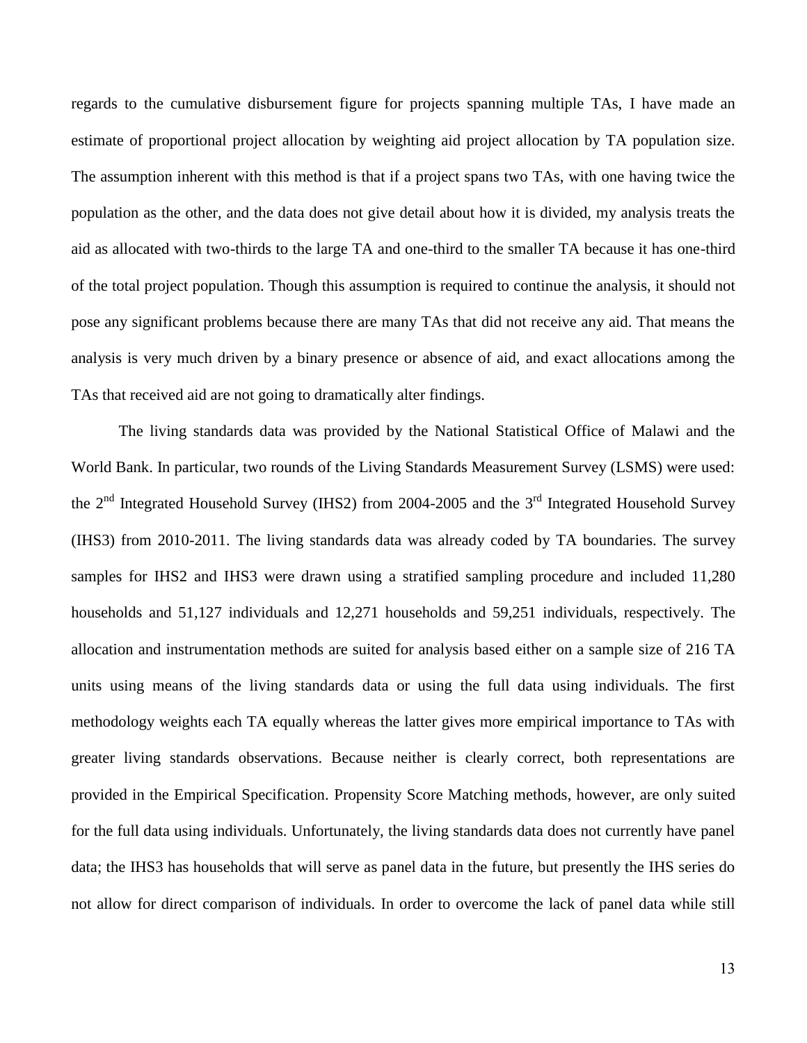regards to the cumulative disbursement figure for projects spanning multiple TAs, I have made an estimate of proportional project allocation by weighting aid project allocation by TA population size. The assumption inherent with this method is that if a project spans two TAs, with one having twice the population as the other, and the data does not give detail about how it is divided, my analysis treats the aid as allocated with two-thirds to the large TA and one-third to the smaller TA because it has one-third of the total project population. Though this assumption is required to continue the analysis, it should not pose any significant problems because there are many TAs that did not receive any aid. That means the analysis is very much driven by a binary presence or absence of aid, and exact allocations among the TAs that received aid are not going to dramatically alter findings.

The living standards data was provided by the National Statistical Office of Malawi and the World Bank. In particular, two rounds of the Living Standards Measurement Survey (LSMS) were used: the 2nd Integrated Household Survey (IHS2) from 2004-2005 and the 3rd Integrated Household Survey (IHS3) from 2010-2011. The living standards data was already coded by TA boundaries. The survey samples for IHS2 and IHS3 were drawn using a stratified sampling procedure and included 11,280 households and 51,127 individuals and 12,271 households and 59,251 individuals, respectively. The allocation and instrumentation methods are suited for analysis based either on a sample size of 216 TA units using means of the living standards data or using the full data using individuals. The first methodology weights each TA equally whereas the latter gives more empirical importance to TAs with greater living standards observations. Because neither is clearly correct, both representations are provided in the Empirical Specification. Propensity Score Matching methods, however, are only suited for the full data using individuals. Unfortunately, the living standards data does not currently have panel data; the IHS3 has households that will serve as panel data in the future, but presently the IHS series do not allow for direct comparison of individuals. In order to overcome the lack of panel data while still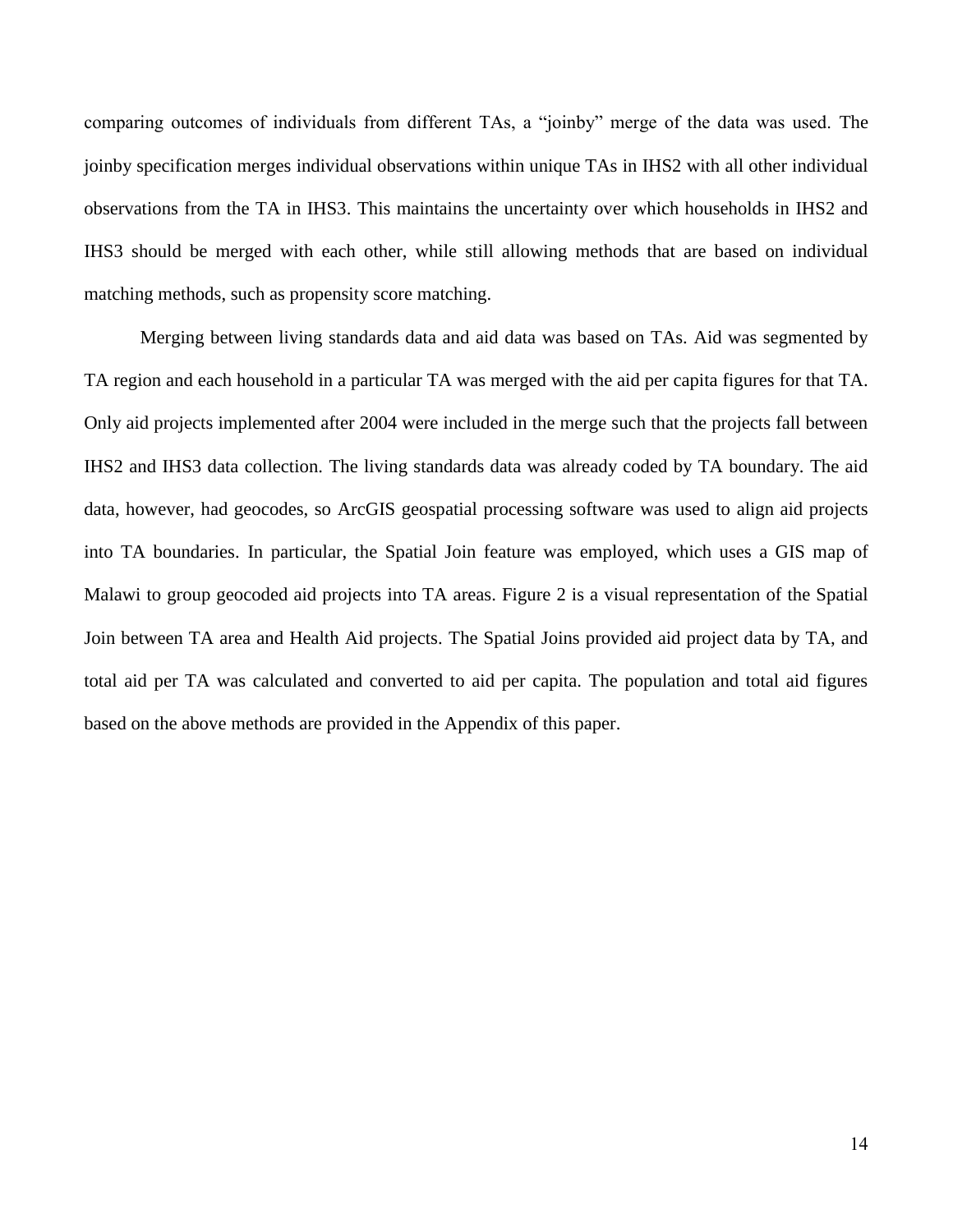comparing outcomes of individuals from different TAs, a "joinby" merge of the data was used. The joinby specification merges individual observations within unique TAs in IHS2 with all other individual observations from the TA in IHS3. This maintains the uncertainty over which households in IHS2 and IHS3 should be merged with each other, while still allowing methods that are based on individual matching methods, such as propensity score matching.

Merging between living standards data and aid data was based on TAs. Aid was segmented by TA region and each household in a particular TA was merged with the aid per capita figures for that TA. Only aid projects implemented after 2004 were included in the merge such that the projects fall between IHS2 and IHS3 data collection. The living standards data was already coded by TA boundary. The aid data, however, had geocodes, so ArcGIS geospatial processing software was used to align aid projects into TA boundaries. In particular, the Spatial Join feature was employed, which uses a GIS map of Malawi to group geocoded aid projects into TA areas. Figure 2 is a visual representation of the Spatial Join between TA area and Health Aid projects. The Spatial Joins provided aid project data by TA, and total aid per TA was calculated and converted to aid per capita. The population and total aid figures based on the above methods are provided in the Appendix of this paper.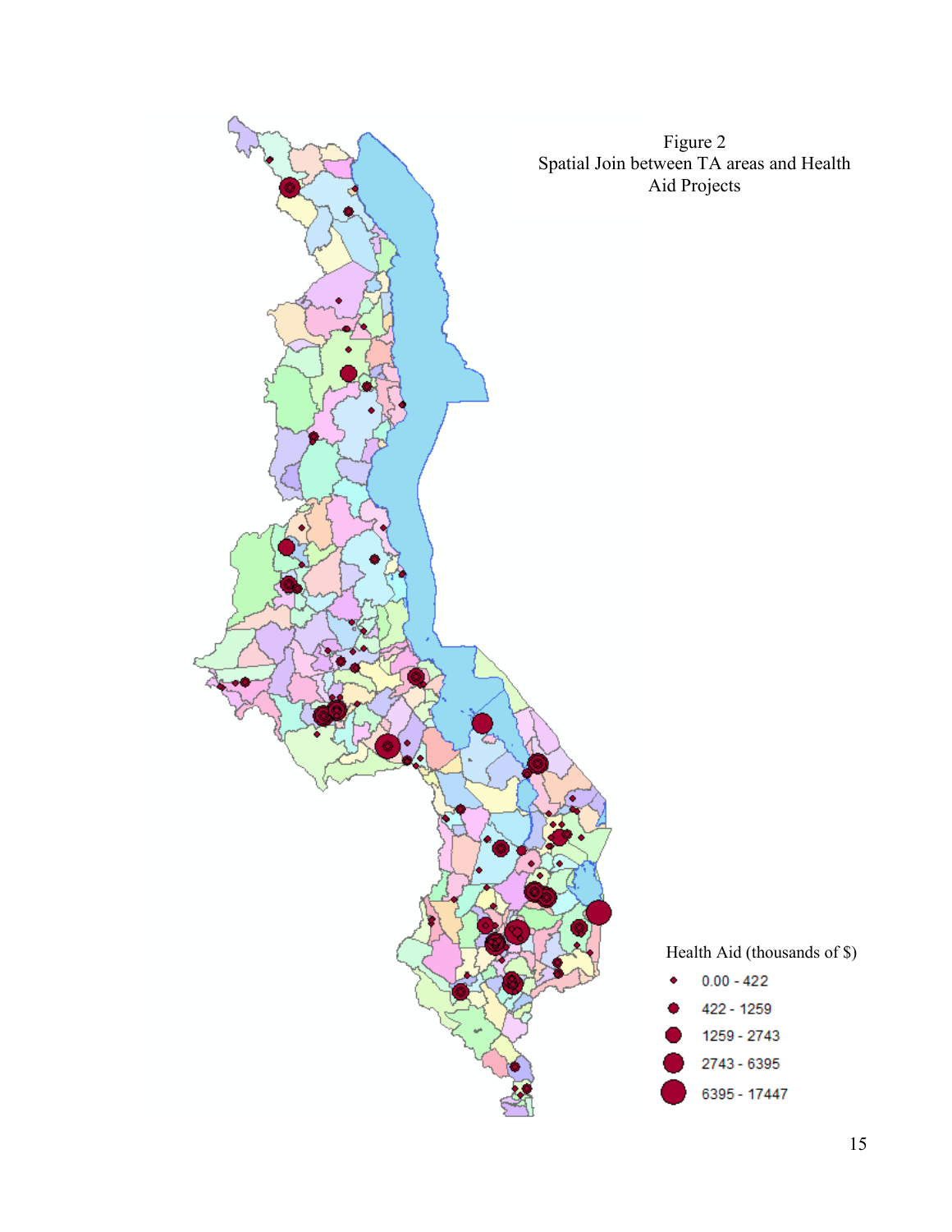Figure 2
Spatial Join between TA areas and Health Aid Projects

Health Aid (thousands of $)

0.00 - 422

422 - 1259

1259 - 2743

2743 - 6395

6395 - 17447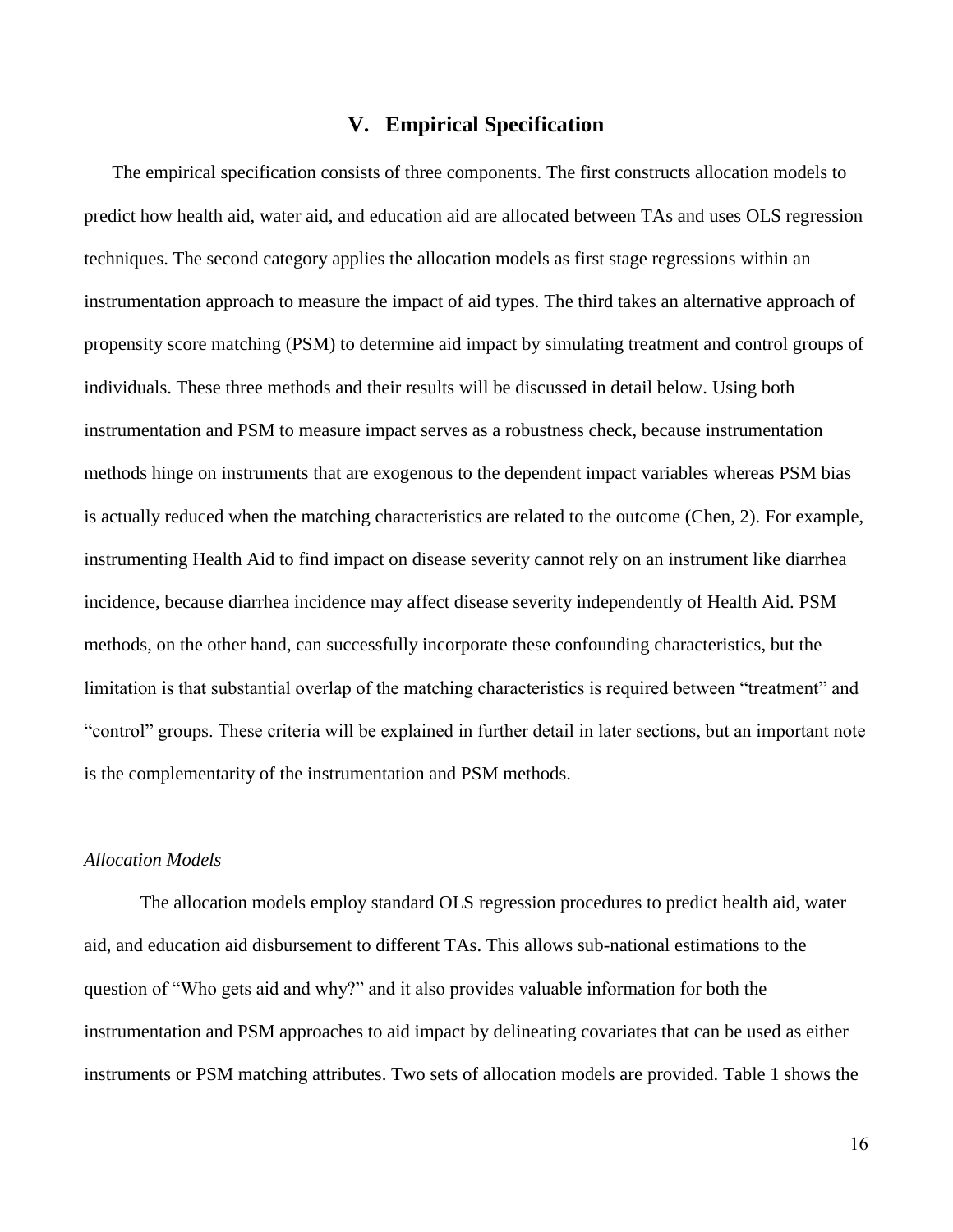## V. Empirical Specification

The empirical specification consists of three components. The first constructs allocation models to predict how health aid, water aid, and education aid are allocated between TAs and uses OLS regression techniques. The second category applies the allocation models as first stage regressions within an instrumentation approach to measure the impact of aid types. The third takes an alternative approach of propensity score matching (PSM) to determine aid impact by simulating treatment and control groups of individuals. These three methods and their results will be discussed in detail below. Using both instrumentation and PSM to measure impact serves as a robustness check, because instrumentation methods hinge on instruments that are exogenous to the dependent impact variables whereas PSM bias is actually reduced when the matching characteristics are related to the outcome (Chen, 2). For example, instrumenting Health Aid to find impact on disease severity cannot rely on an instrument like diarrhea incidence, because diarrhea incidence may affect disease severity independently of Health Aid. PSM methods, on the other hand, can successfully incorporate these confounding characteristics, but the limitation is that substantial overlap of the matching characteristics is required between "treatment" and "control" groups. These criteria will be explained in further detail in later sections, but an important note is the complementarity of the instrumentation and PSM methods.

### *Allocation Models*

The allocation models employ standard OLS regression procedures to predict health aid, water aid, and education aid disbursement to different TAs. This allows sub-national estimations to the question of "Who gets aid and why?" and it also provides valuable information for both the instrumentation and PSM approaches to aid impact by delineating covariates that can be used as either instruments or PSM matching attributes. Two sets of allocation models are provided. Table 1 shows the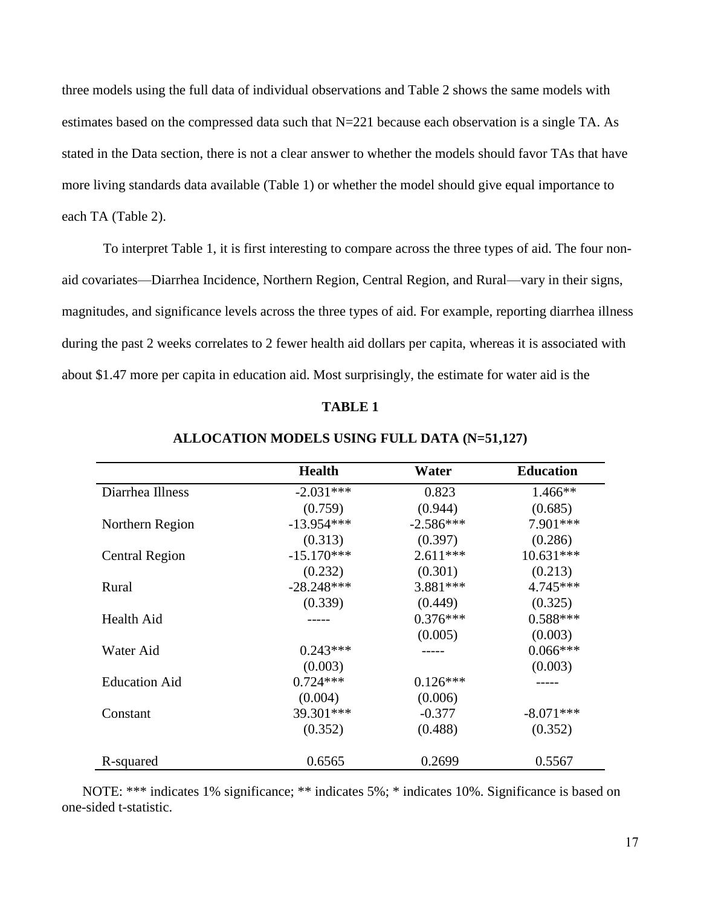three models using the full data of individual observations and Table 2 shows the same models with estimates based on the compressed data such that N=221 because each observation is a single TA. As stated in the Data section, there is not a clear answer to whether the models should favor TAs that have more living standards data available (Table 1) or whether the model should give equal importance to each TA (Table 2).

To interpret Table 1, it is first interesting to compare across the three types of aid. The four non-aid covariates—Diarrhea Incidence, Northern Region, Central Region, and Rural—vary in their signs, magnitudes, and significance levels across the three types of aid. For example, reporting diarrhea illness during the past 2 weeks correlates to 2 fewer health aid dollars per capita, whereas it is associated with about $1.47 more per capita in education aid. Most surprisingly, the estimate for water aid is the

**TABLE 1**

**ALLOCATION MODELS USING FULL DATA (N=51,127)**

| | Health | Water | Education |
|---|---|---|---|
| Diarrhea Illness | -2.031*** | 0.823 | 1.466** |
| | (0.759) | (0.944) | (0.685) |
| Northern Region | -13.954*** | -2.586*** | 7.901*** |
| | (0.313) | (0.397) | (0.286) |
| Central Region | -15.170*** | 2.611*** | 10.631*** |
| | (0.232) | (0.301) | (0.213) |
| Rural | -28.248*** | 3.881*** | 4.745*** |
| | (0.339) | (0.449) | (0.325) |
| Health Aid | ----- | 0.376*** | 0.588*** |
| | | (0.005) | (0.003) |
| Water Aid | 0.243*** | ----- | 0.066*** |
| | (0.003) | | (0.003) |
| Education Aid | 0.724*** | 0.126*** | ----- |
| | (0.004) | (0.006) | |
| Constant | 39.301*** | -0.377 | -8.071*** |
| | (0.352) | (0.488) | (0.352) |
| R-squared | 0.6565 | 0.2699 | 0.5567 |

NOTE: *** indicates 1% significance; ** indicates 5%; * indicates 10%. Significance is based on one-sided t-statistic.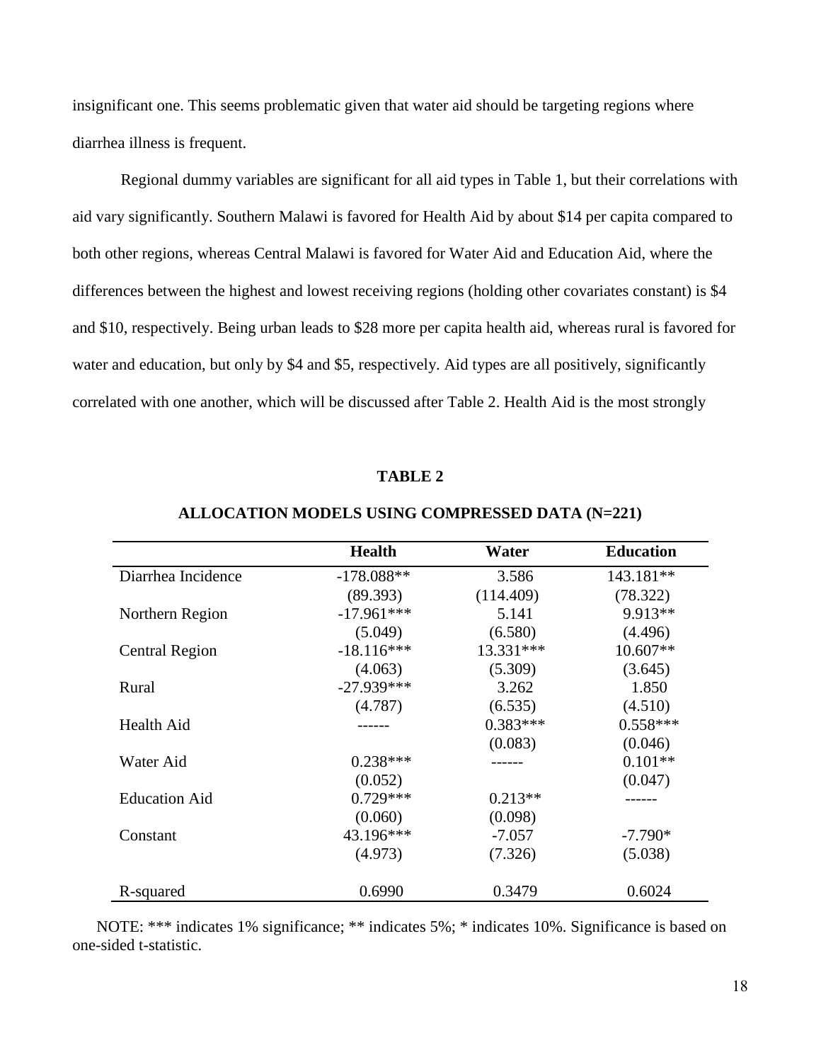insignificant one. This seems problematic given that water aid should be targeting regions where diarrhea illness is frequent.

Regional dummy variables are significant for all aid types in Table 1, but their correlations with aid vary significantly. Southern Malawi is favored for Health Aid by about $14 per capita compared to both other regions, whereas Central Malawi is favored for Water Aid and Education Aid, where the differences between the highest and lowest receiving regions (holding other covariates constant) is $4 and $10, respectively. Being urban leads to $28 more per capita health aid, whereas rural is favored for water and education, but only by $4 and $5, respectively. Aid types are all positively, significantly correlated with one another, which will be discussed after Table 2. Health Aid is the most strongly

**TABLE 2**

**ALLOCATION MODELS USING COMPRESSED DATA (N=221)**

| | Health | Water | Education |
|---|---|---|---|
| Diarrhea Incidence | -178.088** | 3.586 | 143.181** |
| | (89.393) | (114.409) | (78.322) |
| Northern Region | -17.961*** | 5.141 | 9.913** |
| | (5.049) | (6.580) | (4.496) |
| Central Region | -18.116*** | 13.331*** | 10.607** |
| | (4.063) | (5.309) | (3.645) |
| Rural | -27.939*** | 3.262 | 1.850 |
| | (4.787) | (6.535) | (4.510) |
| Health Aid | ------ | 0.383*** | 0.558*** |
| | | (0.083) | (0.046) |
| Water Aid | 0.238*** | ------ | 0.101** |
| | (0.052) | | (0.047) |
| Education Aid | 0.729*** | 0.213** | ------ |
| | (0.060) | (0.098) | |
| Constant | 43.196*** | -7.057 | -7.790* |
| | (4.973) | (7.326) | (5.038) |
| R-squared | 0.6990 | 0.3479 | 0.6024 |

NOTE: *** indicates 1% significance; ** indicates 5%; * indicates 10%. Significance is based on one-sided t-statistic.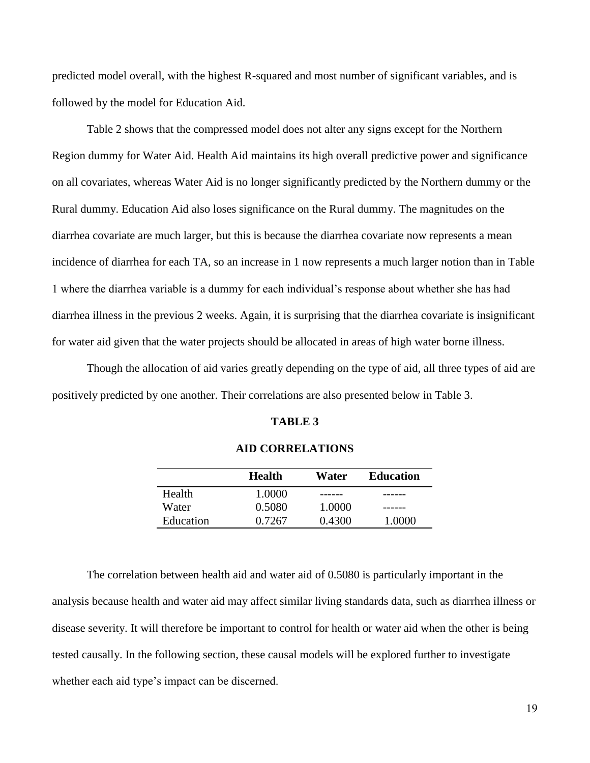predicted model overall, with the highest R-squared and most number of significant variables, and is followed by the model for Education Aid.

Table 2 shows that the compressed model does not alter any signs except for the Northern Region dummy for Water Aid. Health Aid maintains its high overall predictive power and significance on all covariates, whereas Water Aid is no longer significantly predicted by the Northern dummy or the Rural dummy. Education Aid also loses significance on the Rural dummy. The magnitudes on the diarrhea covariate are much larger, but this is because the diarrhea covariate now represents a mean incidence of diarrhea for each TA, so an increase in 1 now represents a much larger notion than in Table 1 where the diarrhea variable is a dummy for each individual's response about whether she has had diarrhea illness in the previous 2 weeks. Again, it is surprising that the diarrhea covariate is insignificant for water aid given that the water projects should be allocated in areas of high water borne illness.

Though the allocation of aid varies greatly depending on the type of aid, all three types of aid are positively predicted by one another. Their correlations are also presented below in Table 3.

**TABLE 3**

**AID CORRELATIONS**

| | Health | Water | Education |
|---|---|---|---|
| Health | 1.0000 | ------ | ------ |
| Water | 0.5080 | 1.0000 | ------ |
| Education | 0.7267 | 0.4300 | 1.0000 |

The correlation between health aid and water aid of 0.5080 is particularly important in the analysis because health and water aid may affect similar living standards data, such as diarrhea illness or disease severity. It will therefore be important to control for health or water aid when the other is being tested causally. In the following section, these causal models will be explored further to investigate whether each aid type's impact can be discerned.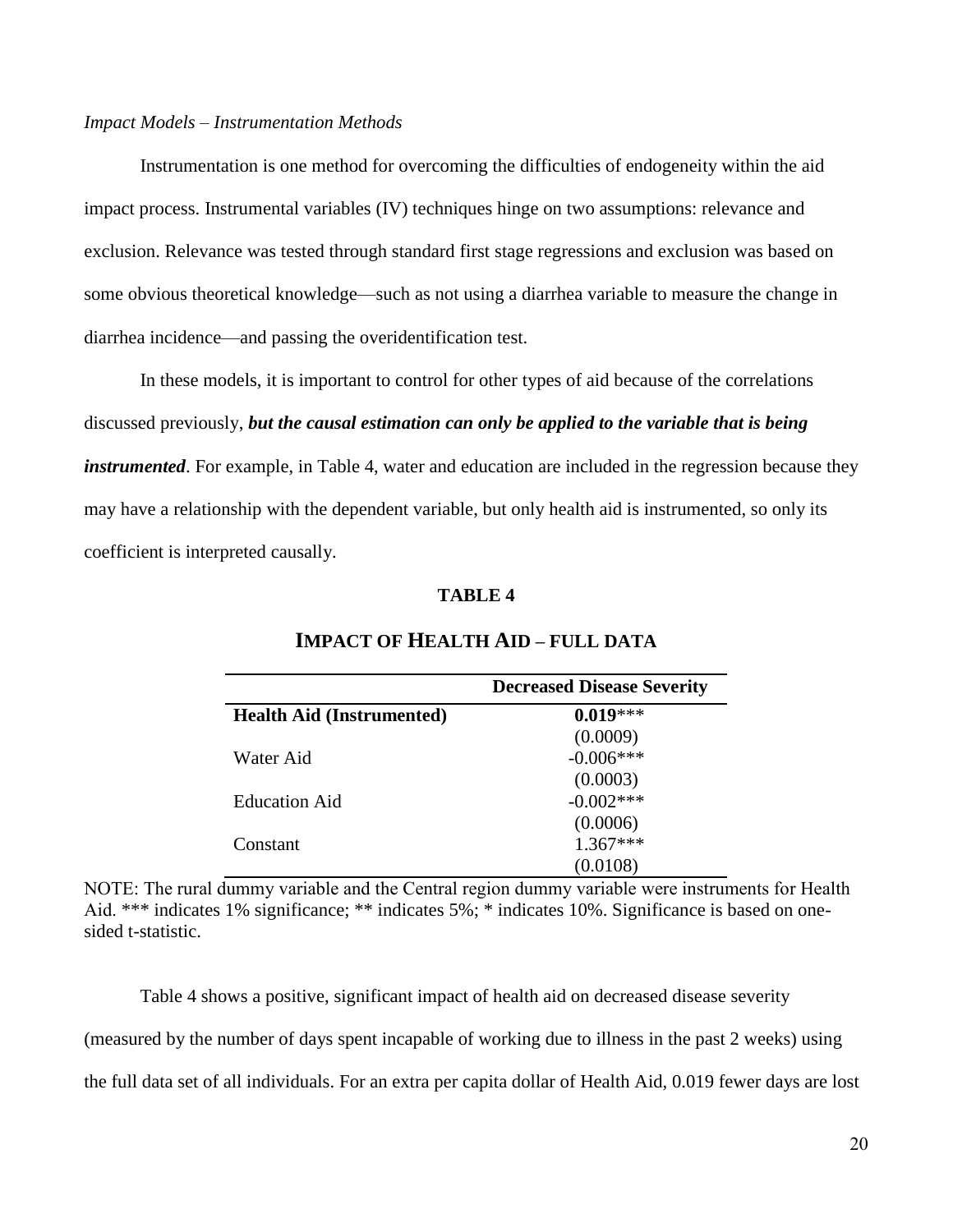*Impact Models – Instrumentation Methods*

Instrumentation is one method for overcoming the difficulties of endogeneity within the aid impact process. Instrumental variables (IV) techniques hinge on two assumptions: relevance and exclusion. Relevance was tested through standard first stage regressions and exclusion was based on some obvious theoretical knowledge—such as not using a diarrhea variable to measure the change in diarrhea incidence—and passing the overidentification test.

In these models, it is important to control for other types of aid because of the correlations discussed previously, ***but the causal estimation can only be applied to the variable that is being instrumented***. For example, in Table 4, water and education are included in the regression because they may have a relationship with the dependent variable, but only health aid is instrumented, so only its coefficient is interpreted causally.

**TABLE 4**

**IMPACT OF HEALTH AID – FULL DATA**

| | **Decreased Disease Severity** |
|---|---|
| **Health Aid (Instrumented)** | **0.019**\*\*\* |
| | (0.0009) |
| Water Aid | -0.006\*\*\* |
| | (0.0003) |
| Education Aid | -0.002\*\*\* |
| | (0.0006) |
| Constant | 1.367\*\*\* |
| | (0.0108) |

NOTE: The rural dummy variable and the Central region dummy variable were instruments for Health Aid. *** indicates 1% significance; ** indicates 5%; * indicates 10%. Significance is based on one-sided t-statistic.

Table 4 shows a positive, significant impact of health aid on decreased disease severity (measured by the number of days spent incapable of working due to illness in the past 2 weeks) using the full data set of all individuals. For an extra per capita dollar of Health Aid, 0.019 fewer days are lost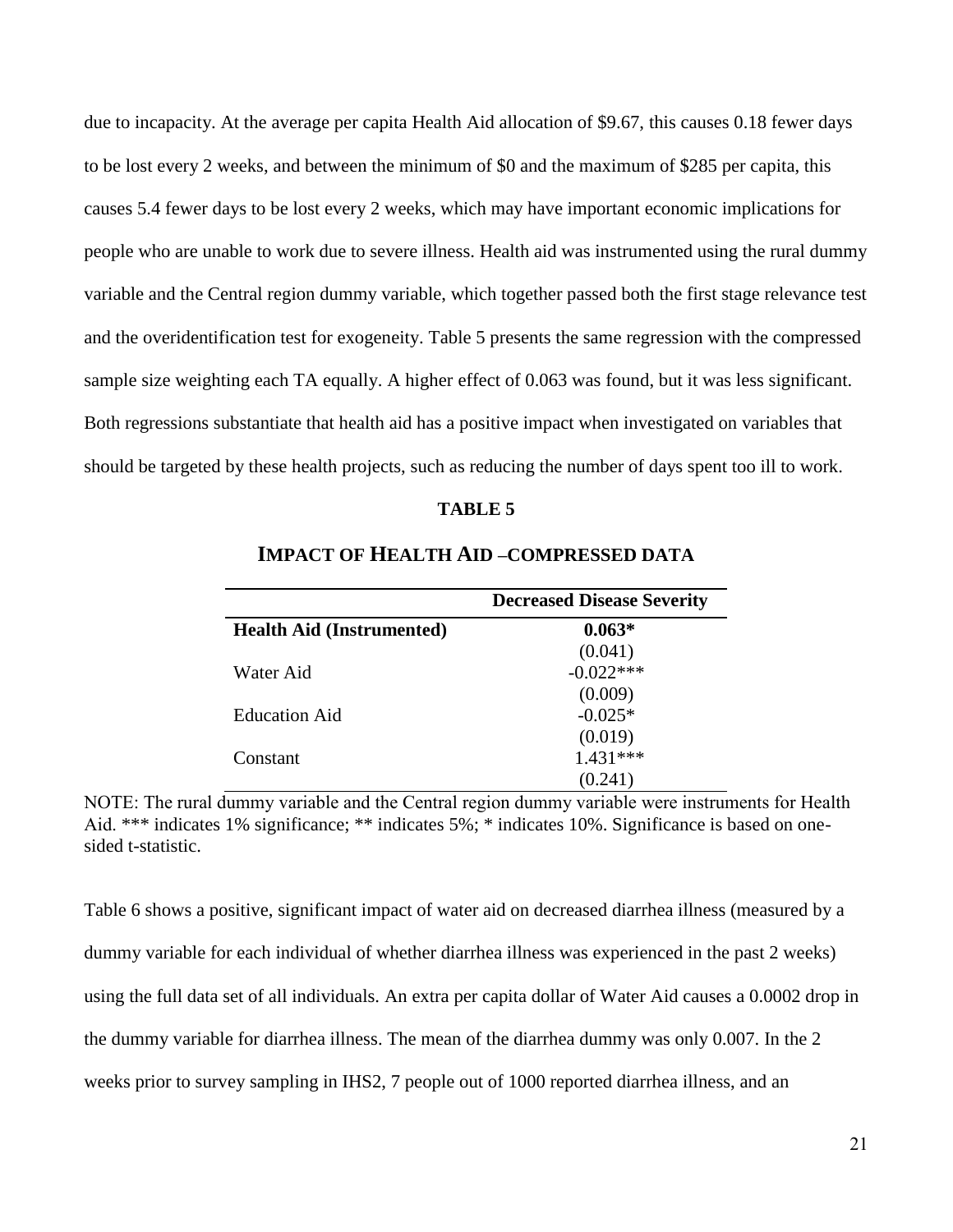due to incapacity. At the average per capita Health Aid allocation of $9.67, this causes 0.18 fewer days to be lost every 2 weeks, and between the minimum of $0 and the maximum of $285 per capita, this causes 5.4 fewer days to be lost every 2 weeks, which may have important economic implications for people who are unable to work due to severe illness. Health aid was instrumented using the rural dummy variable and the Central region dummy variable, which together passed both the first stage relevance test and the overidentification test for exogeneity. Table 5 presents the same regression with the compressed sample size weighting each TA equally. A higher effect of 0.063 was found, but it was less significant. Both regressions substantiate that health aid has a positive impact when investigated on variables that should be targeted by these health projects, such as reducing the number of days spent too ill to work.

**TABLE 5**

**IMPACT OF HEALTH AID –COMPRESSED DATA**

| | **Decreased Disease Severity** |
|---|---|
| **Health Aid (Instrumented)** | **0.063*** |
| | (0.041) |
| Water Aid | -0.022*** |
| | (0.009) |
| Education Aid | -0.025* |
| | (0.019) |
| Constant | 1.431*** |
| | (0.241) |

NOTE: The rural dummy variable and the Central region dummy variable were instruments for Health Aid. *** indicates 1% significance; ** indicates 5%; * indicates 10%. Significance is based on one-sided t-statistic.

Table 6 shows a positive, significant impact of water aid on decreased diarrhea illness (measured by a dummy variable for each individual of whether diarrhea illness was experienced in the past 2 weeks) using the full data set of all individuals. An extra per capita dollar of Water Aid causes a 0.0002 drop in the dummy variable for diarrhea illness. The mean of the diarrhea dummy was only 0.007. In the 2 weeks prior to survey sampling in IHS2, 7 people out of 1000 reported diarrhea illness, and an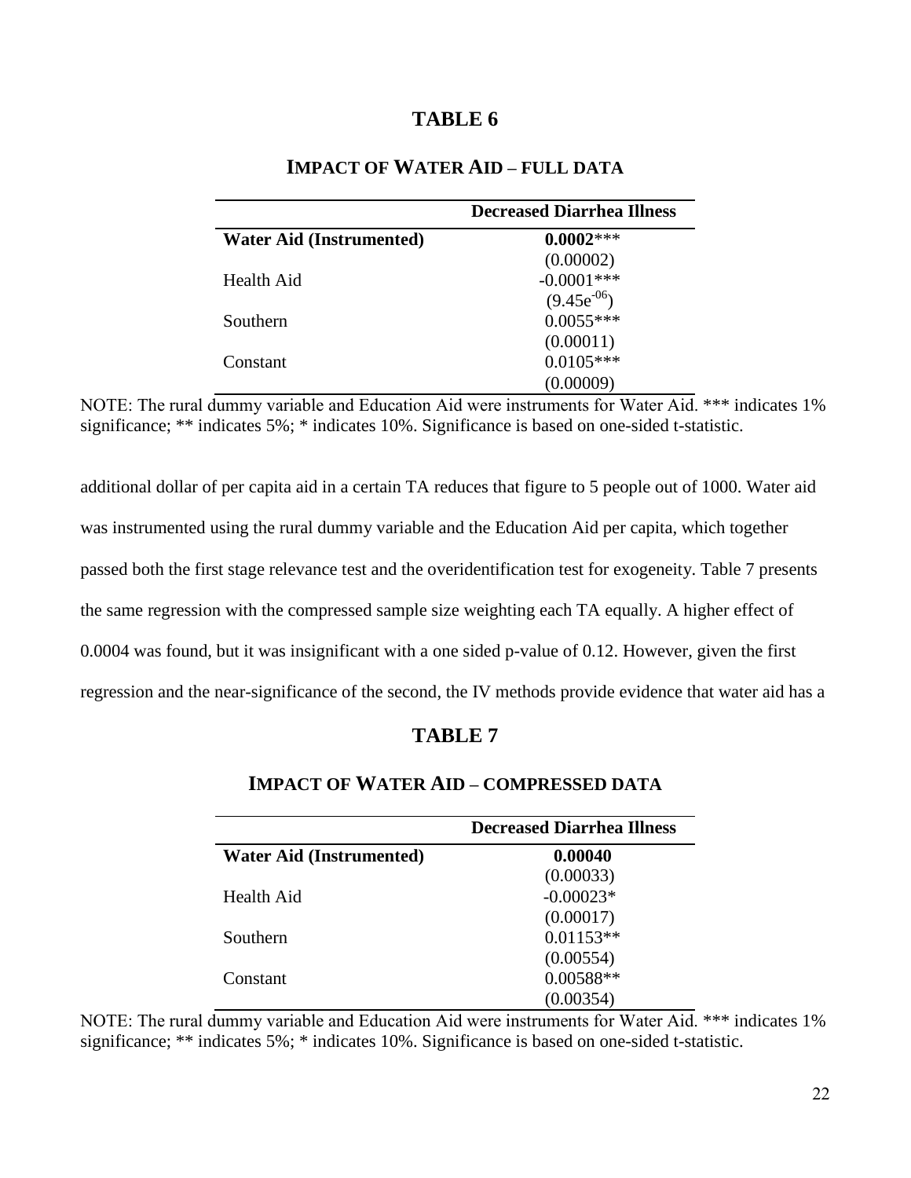## TABLE 6

### IMPACT OF WATER AID – FULL DATA

| | Decreased Diarrhea Illness |
|---|---|
| **Water Aid (Instrumented)** | **0.0002**\*\*\* |
| | (0.00002) |
| Health Aid | -0.0001\*\*\* |
| | $(9.45e^{-06})$ |
| Southern | 0.0055\*\*\* |
| | (0.00011) |
| Constant | 0.0105\*\*\* |
| | (0.00009) |

NOTE: The rural dummy variable and Education Aid were instruments for Water Aid. \*\*\* indicates 1% significance; \*\* indicates 5%; \* indicates 10%. Significance is based on one-sided t-statistic.

additional dollar of per capita aid in a certain TA reduces that figure to 5 people out of 1000. Water aid was instrumented using the rural dummy variable and the Education Aid per capita, which together passed both the first stage relevance test and the overidentification test for exogeneity. Table 7 presents the same regression with the compressed sample size weighting each TA equally. A higher effect of 0.0004 was found, but it was insignificant with a one sided p-value of 0.12. However, given the first regression and the near-significance of the second, the IV methods provide evidence that water aid has a

## TABLE 7

### IMPACT OF WATER AID – COMPRESSED DATA

| | Decreased Diarrhea Illness |
|---|---|
| **Water Aid (Instrumented)** | **0.00040** |
| | (0.00033) |
| Health Aid | -0.00023\* |
| | (0.00017) |
| Southern | 0.01153\*\* |
| | (0.00554) |
| Constant | 0.00588\*\* |
| | (0.00354) |

NOTE: The rural dummy variable and Education Aid were instruments for Water Aid. \*\*\* indicates 1% significance; \*\* indicates 5%; \* indicates 10%. Significance is based on one-sided t-statistic.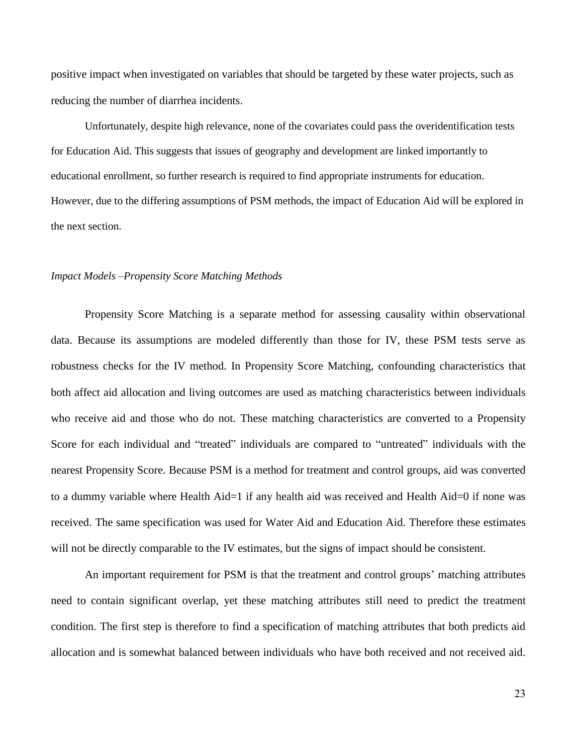positive impact when investigated on variables that should be targeted by these water projects, such as reducing the number of diarrhea incidents.

Unfortunately, despite high relevance, none of the covariates could pass the overidentification tests for Education Aid. This suggests that issues of geography and development are linked importantly to educational enrollment, so further research is required to find appropriate instruments for education. However, due to the differing assumptions of PSM methods, the impact of Education Aid will be explored in the next section.

### *Impact Models –Propensity Score Matching Methods*

Propensity Score Matching is a separate method for assessing causality within observational data. Because its assumptions are modeled differently than those for IV, these PSM tests serve as robustness checks for the IV method. In Propensity Score Matching, confounding characteristics that both affect aid allocation and living outcomes are used as matching characteristics between individuals who receive aid and those who do not. These matching characteristics are converted to a Propensity Score for each individual and "treated" individuals are compared to "untreated" individuals with the nearest Propensity Score. Because PSM is a method for treatment and control groups, aid was converted to a dummy variable where Health Aid=1 if any health aid was received and Health Aid=0 if none was received. The same specification was used for Water Aid and Education Aid. Therefore these estimates will not be directly comparable to the IV estimates, but the signs of impact should be consistent.

An important requirement for PSM is that the treatment and control groups' matching attributes need to contain significant overlap, yet these matching attributes still need to predict the treatment condition. The first step is therefore to find a specification of matching attributes that both predicts aid allocation and is somewhat balanced between individuals who have both received and not received aid.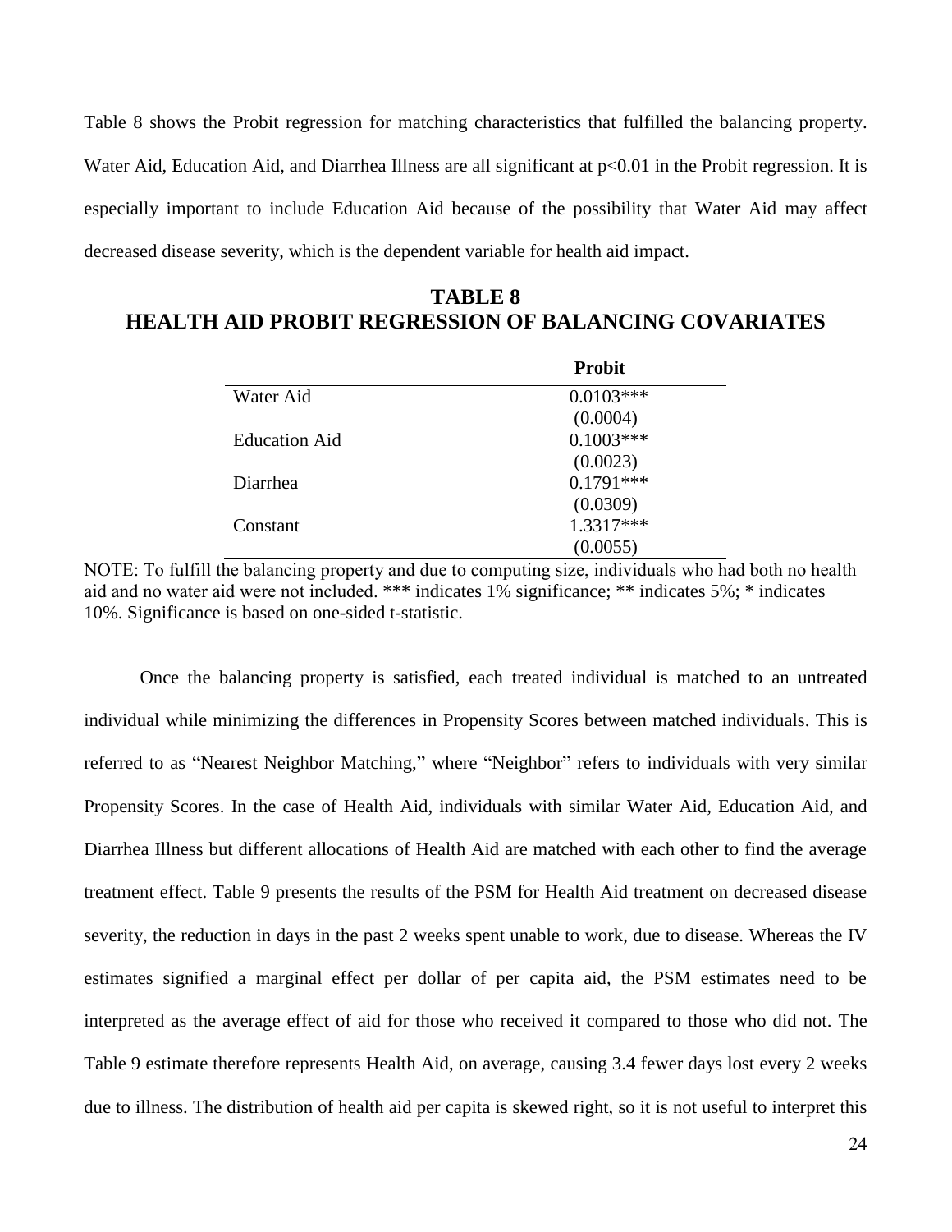Table 8 shows the Probit regression for matching characteristics that fulfilled the balancing property. Water Aid, Education Aid, and Diarrhea Illness are all significant at $p<0.01$ in the Probit regression. It is especially important to include Education Aid because of the possibility that Water Aid may affect decreased disease severity, which is the dependent variable for health aid impact.

**TABLE 8**
**HEALTH AID PROBIT REGRESSION OF BALANCING COVARIATES**

| | Probit |
|---|---|
| Water Aid | 0.0103*** |
| | (0.0004) |
| Education Aid | 0.1003*** |
| | (0.0023) |
| Diarrhea | 0.1791*** |
| | (0.0309) |
| Constant | 1.3317*** |
| | (0.0055) |

NOTE: To fulfill the balancing property and due to computing size, individuals who had both no health aid and no water aid were not included. *** indicates 1% significance; ** indicates 5%; * indicates 10%. Significance is based on one-sided t-statistic.

Once the balancing property is satisfied, each treated individual is matched to an untreated individual while minimizing the differences in Propensity Scores between matched individuals. This is referred to as "Nearest Neighbor Matching," where "Neighbor" refers to individuals with very similar Propensity Scores. In the case of Health Aid, individuals with similar Water Aid, Education Aid, and Diarrhea Illness but different allocations of Health Aid are matched with each other to find the average treatment effect. Table 9 presents the results of the PSM for Health Aid treatment on decreased disease severity, the reduction in days in the past 2 weeks spent unable to work, due to disease. Whereas the IV estimates signified a marginal effect per dollar of per capita aid, the PSM estimates need to be interpreted as the average effect of aid for those who received it compared to those who did not. The Table 9 estimate therefore represents Health Aid, on average, causing 3.4 fewer days lost every 2 weeks due to illness. The distribution of health aid per capita is skewed right, so it is not useful to interpret this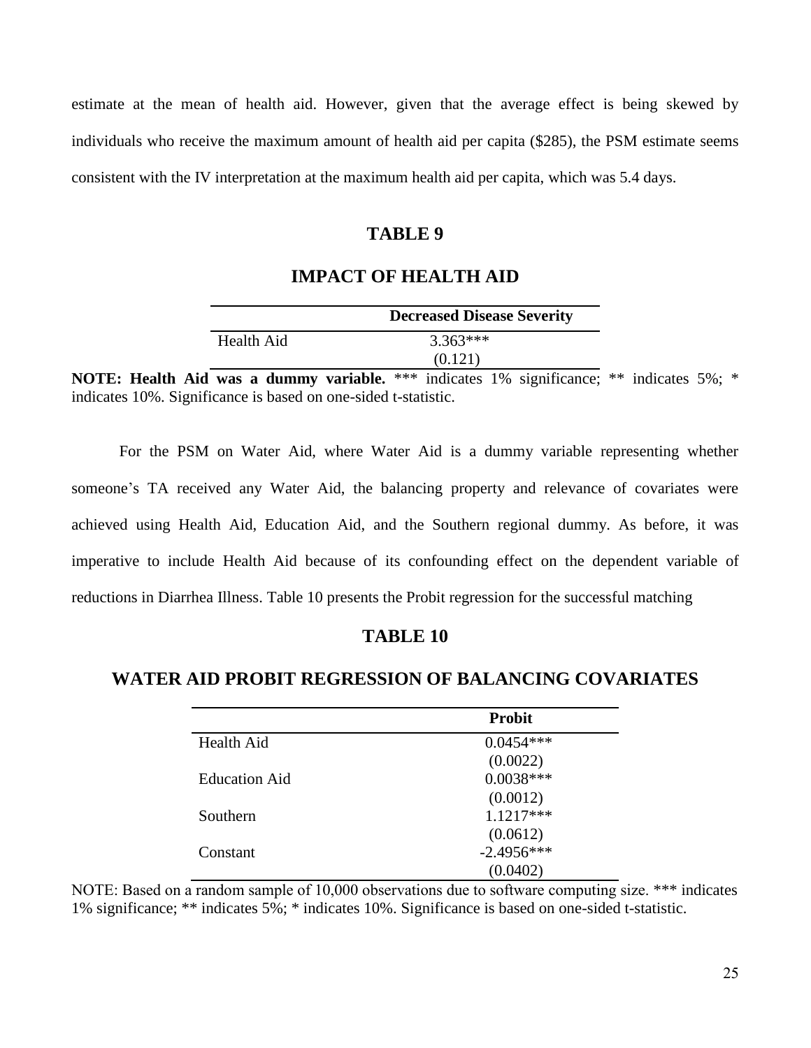estimate at the mean of health aid. However, given that the average effect is being skewed by individuals who receive the maximum amount of health aid per capita ($285), the PSM estimate seems consistent with the IV interpretation at the maximum health aid per capita, which was 5.4 days.

## TABLE 9

## IMPACT OF HEALTH AID

| | Decreased Disease Severity |
|---|---|
| Health Aid | 3.363*** |
| | (0.121) |

**NOTE: Health Aid was a dummy variable.** *** indicates 1% significance; ** indicates 5%; * indicates 10%. Significance is based on one-sided t-statistic.

For the PSM on Water Aid, where Water Aid is a dummy variable representing whether someone's TA received any Water Aid, the balancing property and relevance of covariates were achieved using Health Aid, Education Aid, and the Southern regional dummy. As before, it was imperative to include Health Aid because of its confounding effect on the dependent variable of reductions in Diarrhea Illness. Table 10 presents the Probit regression for the successful matching

## TABLE 10

## WATER AID PROBIT REGRESSION OF BALANCING COVARIATES

| | Probit |
|---|---|
| Health Aid | 0.0454*** |
| | (0.0022) |
| Education Aid | 0.0038*** |
| | (0.0012) |
| Southern | 1.1217*** |
| | (0.0612) |
| Constant | -2.4956*** |
| | (0.0402) |

NOTE: Based on a random sample of 10,000 observations due to software computing size. *** indicates 1% significance; ** indicates 5%; * indicates 10%. Significance is based on one-sided t-statistic.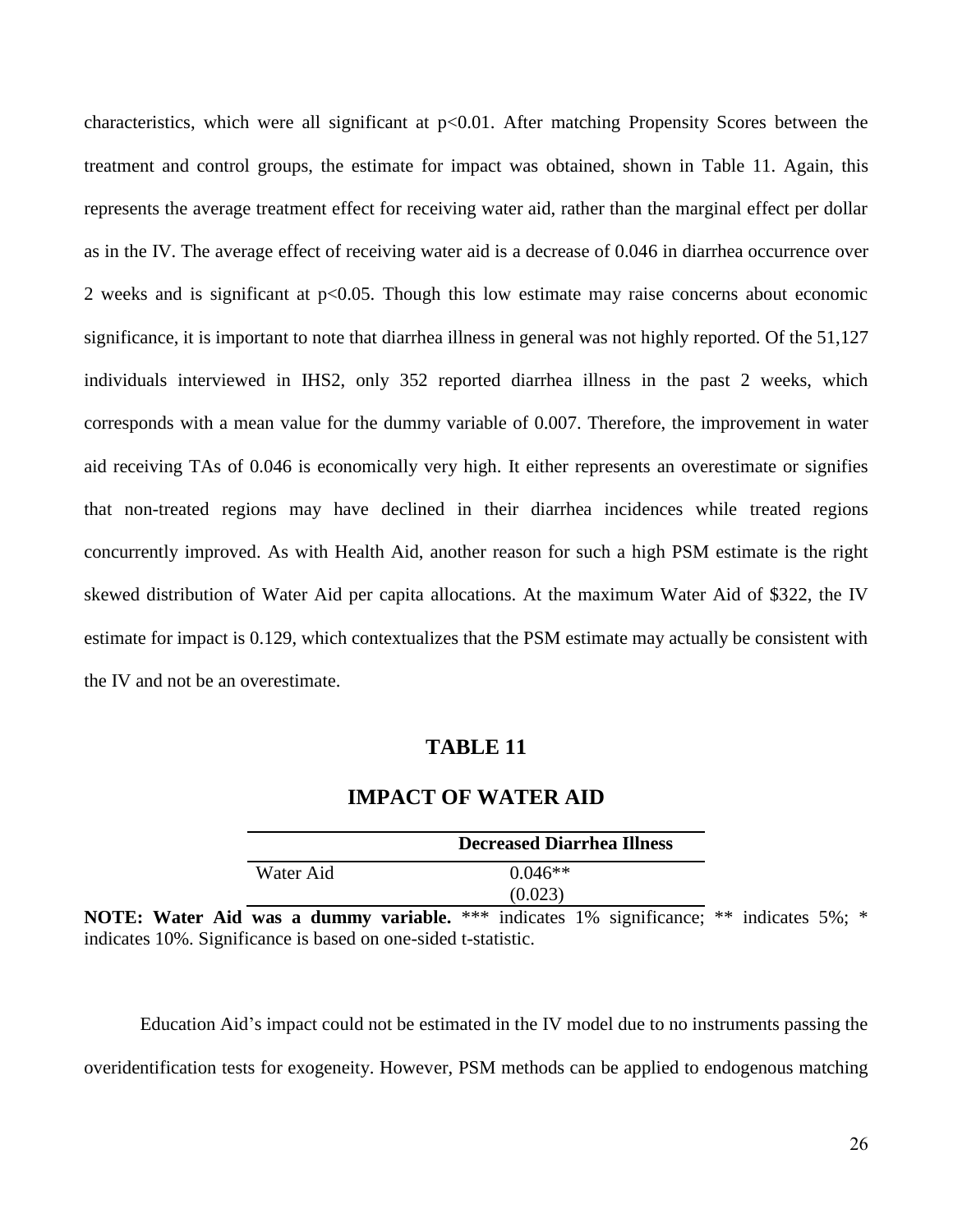characteristics, which were all significant at $p<0.01$. After matching Propensity Scores between the treatment and control groups, the estimate for impact was obtained, shown in Table 11. Again, this represents the average treatment effect for receiving water aid, rather than the marginal effect per dollar as in the IV. The average effect of receiving water aid is a decrease of 0.046 in diarrhea occurrence over 2 weeks and is significant at $p<0.05$. Though this low estimate may raise concerns about economic significance, it is important to note that diarrhea illness in general was not highly reported. Of the 51,127 individuals interviewed in IHS2, only 352 reported diarrhea illness in the past 2 weeks, which corresponds with a mean value for the dummy variable of 0.007. Therefore, the improvement in water aid receiving TAs of 0.046 is economically very high. It either represents an overestimate or signifies that non-treated regions may have declined in their diarrhea incidences while treated regions concurrently improved. As with Health Aid, another reason for such a high PSM estimate is the right skewed distribution of Water Aid per capita allocations. At the maximum Water Aid of $322, the IV estimate for impact is 0.129, which contextualizes that the PSM estimate may actually be consistent with the IV and not be an overestimate.

### TABLE 11

### IMPACT OF WATER AID

| | **Decreased Diarrhea Illness** |
|---|---|
| Water Aid | 0.046** |
| | (0.023) |

**NOTE: Water Aid was a dummy variable.** *** indicates 1% significance; ** indicates 5%; * indicates 10%. Significance is based on one-sided t-statistic.

Education Aid's impact could not be estimated in the IV model due to no instruments passing the overidentification tests for exogeneity. However, PSM methods can be applied to endogenous matching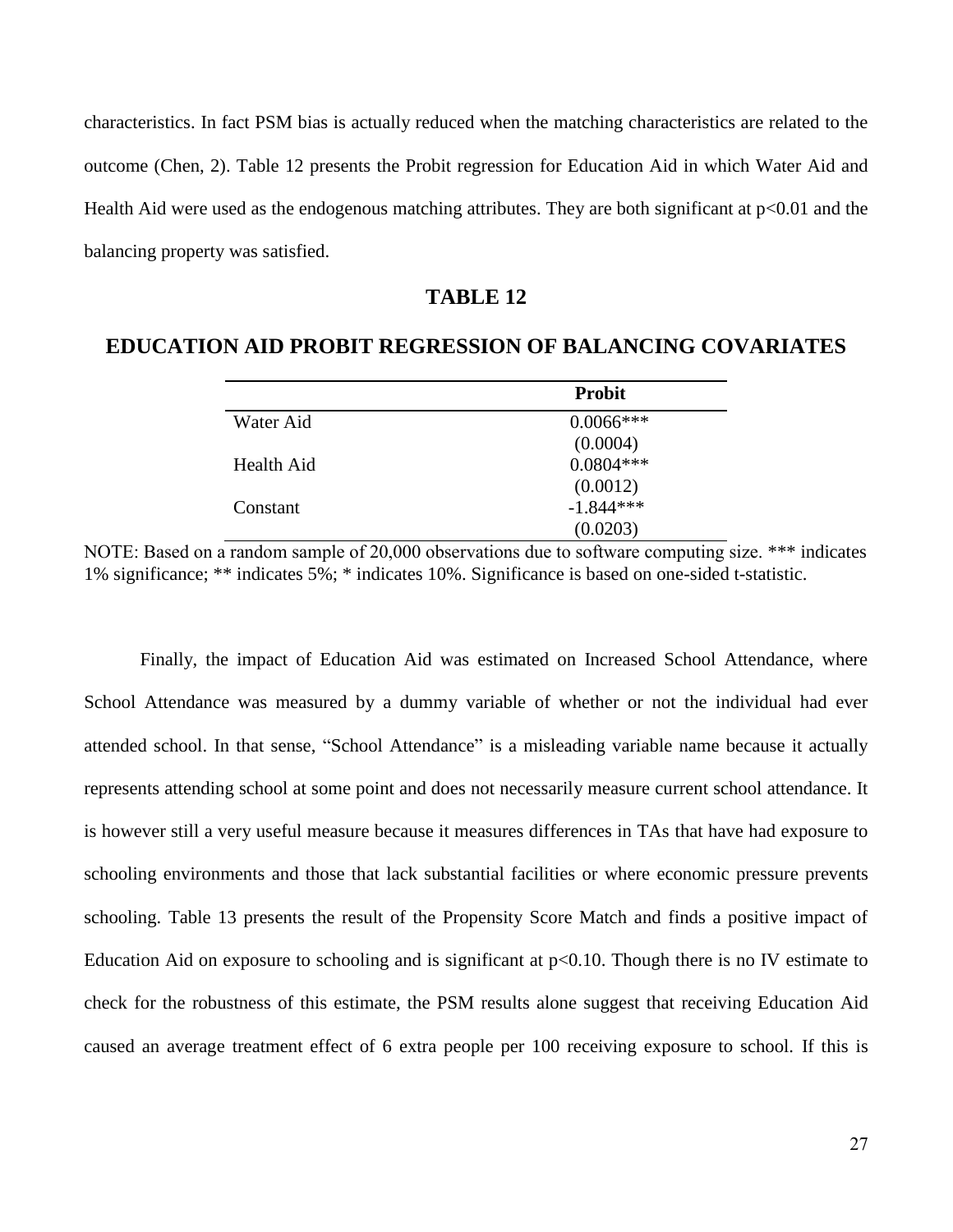characteristics. In fact PSM bias is actually reduced when the matching characteristics are related to the outcome (Chen, 2). Table 12 presents the Probit regression for Education Aid in which Water Aid and Health Aid were used as the endogenous matching attributes. They are both significant at $p<0.01$ and the balancing property was satisfied.

## TABLE 12

## EDUCATION AID PROBIT REGRESSION OF BALANCING COVARIATES

| | **Probit** |
|---|---|
| Water Aid | 0.0066*** |
| | (0.0004) |
| Health Aid | 0.0804*** |
| | (0.0012) |
| Constant | -1.844*** |
| | (0.0203) |

NOTE: Based on a random sample of 20,000 observations due to software computing size. *** indicates 1% significance; ** indicates 5%; * indicates 10%. Significance is based on one-sided t-statistic.

Finally, the impact of Education Aid was estimated on Increased School Attendance, where School Attendance was measured by a dummy variable of whether or not the individual had ever attended school. In that sense, "School Attendance" is a misleading variable name because it actually represents attending school at some point and does not necessarily measure current school attendance. It is however still a very useful measure because it measures differences in TAs that have had exposure to schooling environments and those that lack substantial facilities or where economic pressure prevents schooling. Table 13 presents the result of the Propensity Score Match and finds a positive impact of Education Aid on exposure to schooling and is significant at $p<0.10$. Though there is no IV estimate to check for the robustness of this estimate, the PSM results alone suggest that receiving Education Aid caused an average treatment effect of 6 extra people per 100 receiving exposure to school. If this is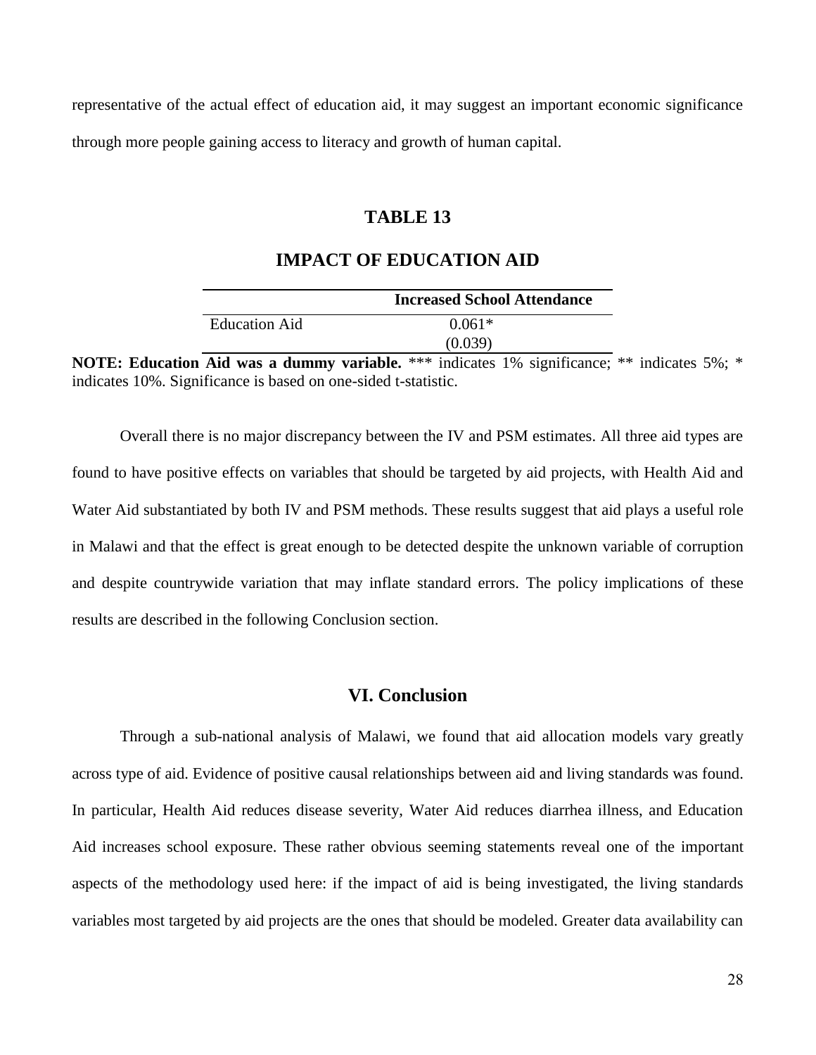representative of the actual effect of education aid, it may suggest an important economic significance through more people gaining access to literacy and growth of human capital.

### TABLE 13

### IMPACT OF EDUCATION AID

| | Increased School Attendance |
|---|---|
| Education Aid | 0.061* |
| | (0.039) |

**NOTE: Education Aid was a dummy variable.** *** indicates 1% significance; ** indicates 5%; * indicates 10%. Significance is based on one-sided t-statistic.

Overall there is no major discrepancy between the IV and PSM estimates. All three aid types are found to have positive effects on variables that should be targeted by aid projects, with Health Aid and Water Aid substantiated by both IV and PSM methods. These results suggest that aid plays a useful role in Malawi and that the effect is great enough to be detected despite the unknown variable of corruption and despite countrywide variation that may inflate standard errors. The policy implications of these results are described in the following Conclusion section.

## VI. Conclusion

Through a sub-national analysis of Malawi, we found that aid allocation models vary greatly across type of aid. Evidence of positive causal relationships between aid and living standards was found. In particular, Health Aid reduces disease severity, Water Aid reduces diarrhea illness, and Education Aid increases school exposure. These rather obvious seeming statements reveal one of the important aspects of the methodology used here: if the impact of aid is being investigated, the living standards variables most targeted by aid projects are the ones that should be modeled. Greater data availability can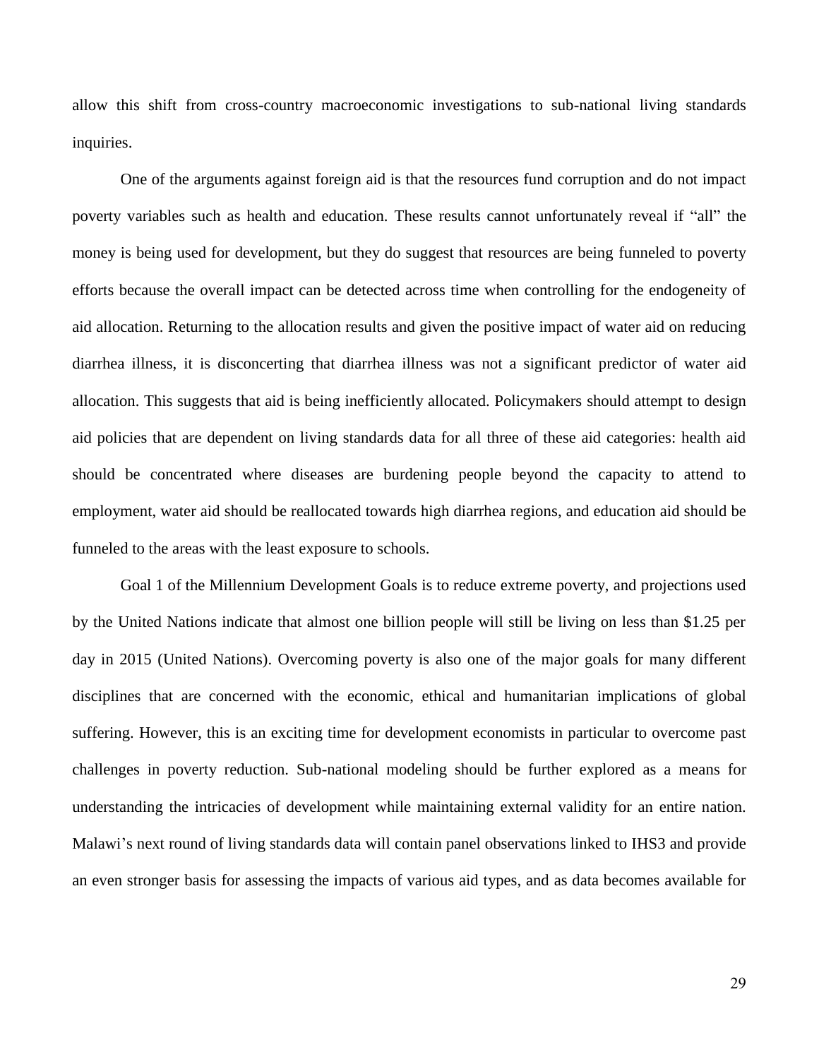allow this shift from cross-country macroeconomic investigations to sub-national living standards inquiries.

One of the arguments against foreign aid is that the resources fund corruption and do not impact poverty variables such as health and education. These results cannot unfortunately reveal if "all" the money is being used for development, but they do suggest that resources are being funneled to poverty efforts because the overall impact can be detected across time when controlling for the endogeneity of aid allocation. Returning to the allocation results and given the positive impact of water aid on reducing diarrhea illness, it is disconcerting that diarrhea illness was not a significant predictor of water aid allocation. This suggests that aid is being inefficiently allocated. Policymakers should attempt to design aid policies that are dependent on living standards data for all three of these aid categories: health aid should be concentrated where diseases are burdening people beyond the capacity to attend to employment, water aid should be reallocated towards high diarrhea regions, and education aid should be funneled to the areas with the least exposure to schools.

Goal 1 of the Millennium Development Goals is to reduce extreme poverty, and projections used by the United Nations indicate that almost one billion people will still be living on less than $1.25 per day in 2015 (United Nations). Overcoming poverty is also one of the major goals for many different disciplines that are concerned with the economic, ethical and humanitarian implications of global suffering. However, this is an exciting time for development economists in particular to overcome past challenges in poverty reduction. Sub-national modeling should be further explored as a means for understanding the intricacies of development while maintaining external validity for an entire nation. Malawi's next round of living standards data will contain panel observations linked to IHS3 and provide an even stronger basis for assessing the impacts of various aid types, and as data becomes available for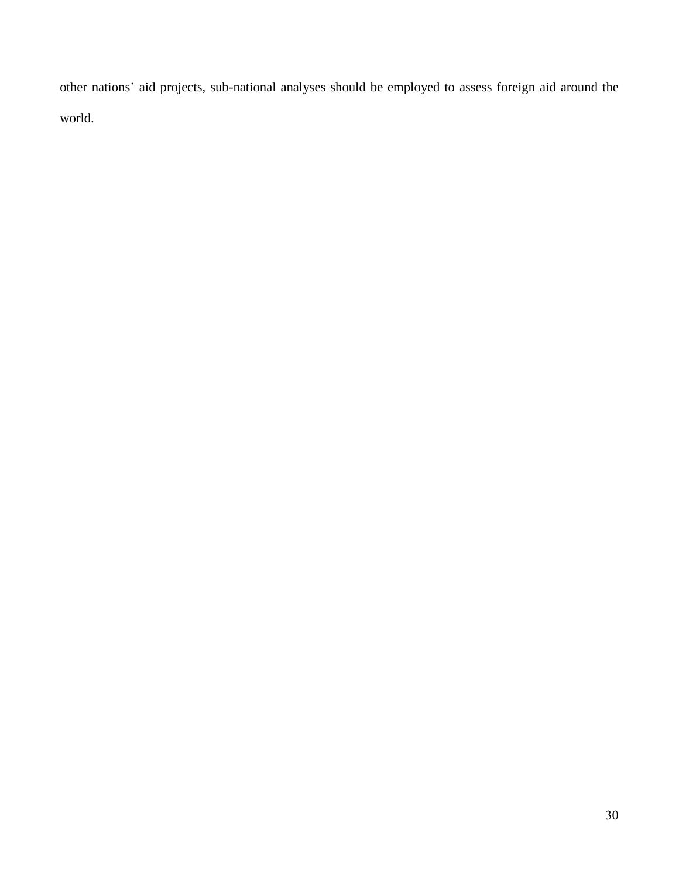other nations' aid projects, sub-national analyses should be employed to assess foreign aid around the world.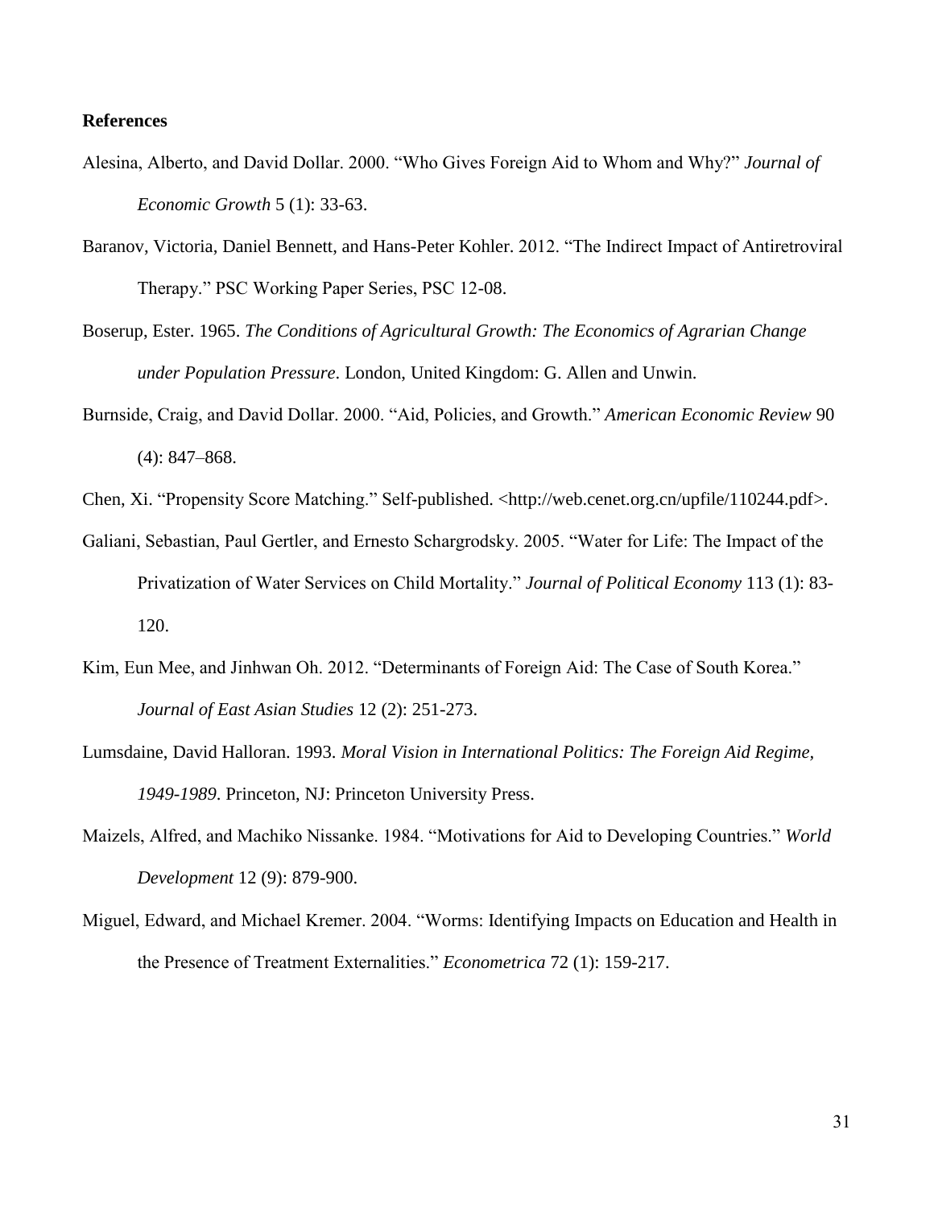**References**

Alesina, Alberto, and David Dollar. 2000. "Who Gives Foreign Aid to Whom and Why?" *Journal of Economic Growth* 5 (1): 33-63.

Baranov, Victoria, Daniel Bennett, and Hans-Peter Kohler. 2012. "The Indirect Impact of Antiretroviral Therapy." PSC Working Paper Series, PSC 12-08.

Boserup, Ester. 1965. *The Conditions of Agricultural Growth: The Economics of Agrarian Change under Population Pressure*. London, United Kingdom: G. Allen and Unwin.

Burnside, Craig, and David Dollar. 2000. "Aid, Policies, and Growth." *American Economic Review* 90 (4): 847–868.

Chen, Xi. "Propensity Score Matching." Self-published. <http://web.cenet.org.cn/upfile/110244.pdf>.

Galiani, Sebastian, Paul Gertler, and Ernesto Schargrodsky. 2005. "Water for Life: The Impact of the Privatization of Water Services on Child Mortality." *Journal of Political Economy* 113 (1): 83-120.

Kim, Eun Mee, and Jinhwan Oh. 2012. "Determinants of Foreign Aid: The Case of South Korea." *Journal of East Asian Studies* 12 (2): 251-273.

Lumsdaine, David Halloran. 1993. *Moral Vision in International Politics: The Foreign Aid Regime, 1949-1989*. Princeton, NJ: Princeton University Press.

Maizels, Alfred, and Machiko Nissanke. 1984. "Motivations for Aid to Developing Countries." *World Development* 12 (9): 879-900.

Miguel, Edward, and Michael Kremer. 2004. "Worms: Identifying Impacts on Education and Health in the Presence of Treatment Externalities." *Econometrica* 72 (1): 159-217.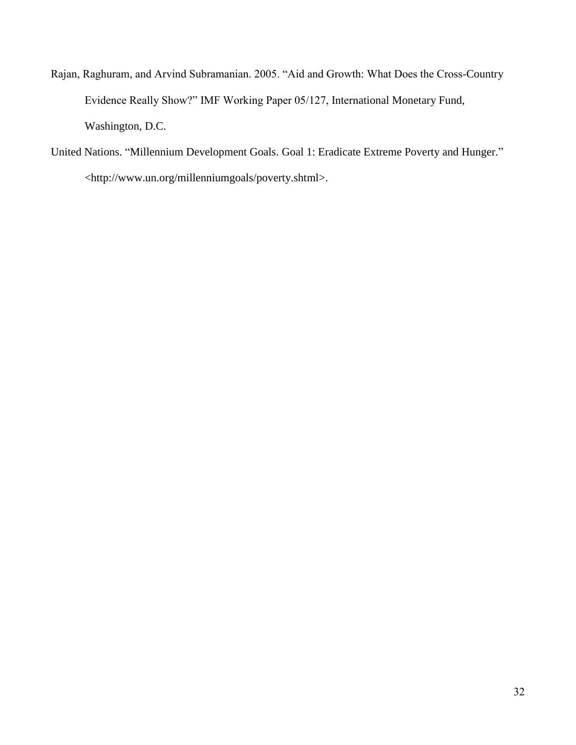Rajan, Raghuram, and Arvind Subramanian. 2005. "Aid and Growth: What Does the Cross-Country Evidence Really Show?" IMF Working Paper 05/127, International Monetary Fund, Washington, D.C.

United Nations. "Millennium Development Goals. Goal 1: Eradicate Extreme Poverty and Hunger." <http://www.un.org/millenniumgoals/poverty.shtml>.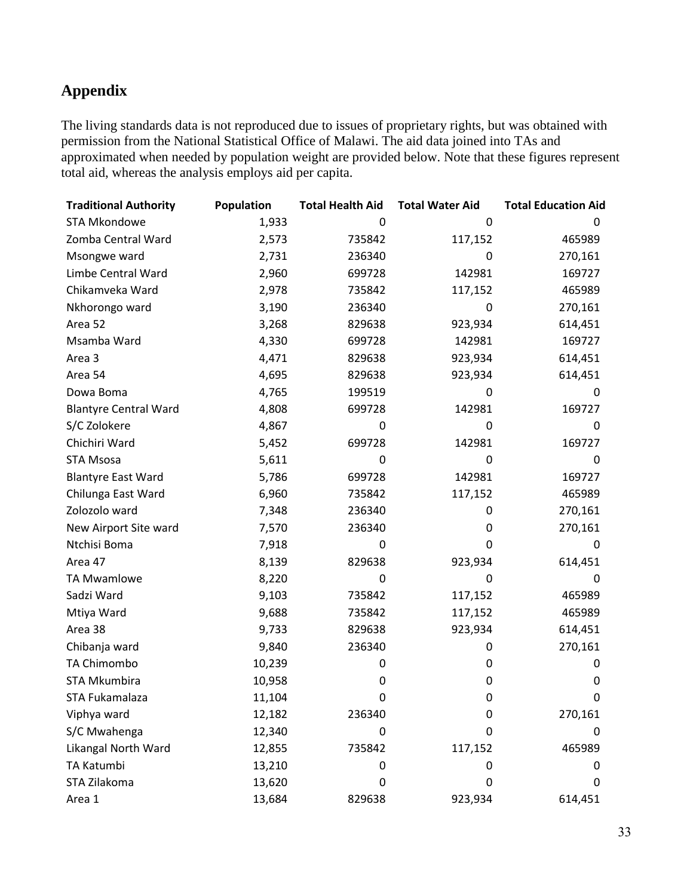## Appendix

The living standards data is not reproduced due to issues of proprietary rights, but was obtained with permission from the National Statistical Office of Malawi. The aid data joined into TAs and approximated when needed by population weight are provided below. Note that these figures represent total aid, whereas the analysis employs aid per capita.

| Traditional Authority | Population | Total Health Aid | Total Water Aid | Total Education Aid |
|---|---|---|---|---|
| STA Mkondowe | 1,933 | 0 | 0 | 0 |
| Zomba Central Ward | 2,573 | 735842 | 117,152 | 465989 |
| Msongwe ward | 2,731 | 236340 | 0 | 270,161 |
| Limbe Central Ward | 2,960 | 699728 | 142981 | 169727 |
| Chikamveka Ward | 2,978 | 735842 | 117,152 | 465989 |
| Nkhorongo ward | 3,190 | 236340 | 0 | 270,161 |
| Area 52 | 3,268 | 829638 | 923,934 | 614,451 |
| Msamba Ward | 4,330 | 699728 | 142981 | 169727 |
| Area 3 | 4,471 | 829638 | 923,934 | 614,451 |
| Area 54 | 4,695 | 829638 | 923,934 | 614,451 |
| Dowa Boma | 4,765 | 199519 | 0 | 0 |
| Blantyre Central Ward | 4,808 | 699728 | 142981 | 169727 |
| S/C Zolokere | 4,867 | 0 | 0 | 0 |
| Chichiri Ward | 5,452 | 699728 | 142981 | 169727 |
| STA Msosa | 5,611 | 0 | 0 | 0 |
| Blantyre East Ward | 5,786 | 699728 | 142981 | 169727 |
| Chilunga East Ward | 6,960 | 735842 | 117,152 | 465989 |
| Zolozolo ward | 7,348 | 236340 | 0 | 270,161 |
| New Airport Site ward | 7,570 | 236340 | 0 | 270,161 |
| Ntchisi Boma | 7,918 | 0 | 0 | 0 |
| Area 47 | 8,139 | 829638 | 923,934 | 614,451 |
| TA Mwamlowe | 8,220 | 0 | 0 | 0 |
| Sadzi Ward | 9,103 | 735842 | 117,152 | 465989 |
| Mtiya Ward | 9,688 | 735842 | 117,152 | 465989 |
| Area 38 | 9,733 | 829638 | 923,934 | 614,451 |
| Chibanja ward | 9,840 | 236340 | 0 | 270,161 |
| TA Chimombo | 10,239 | 0 | 0 | 0 |
| STA Mkumbira | 10,958 | 0 | 0 | 0 |
| STA Fukamalaza | 11,104 | 0 | 0 | 0 |
| Viphya ward | 12,182 | 236340 | 0 | 270,161 |
| S/C Mwahenga | 12,340 | 0 | 0 | 0 |
| Likangal North Ward | 12,855 | 735842 | 117,152 | 465989 |
| TA Katumbi | 13,210 | 0 | 0 | 0 |
| STA Zilakoma | 13,620 | 0 | 0 | 0 |
| Area 1 | 13,684 | 829638 | 923,934 | 614,451 |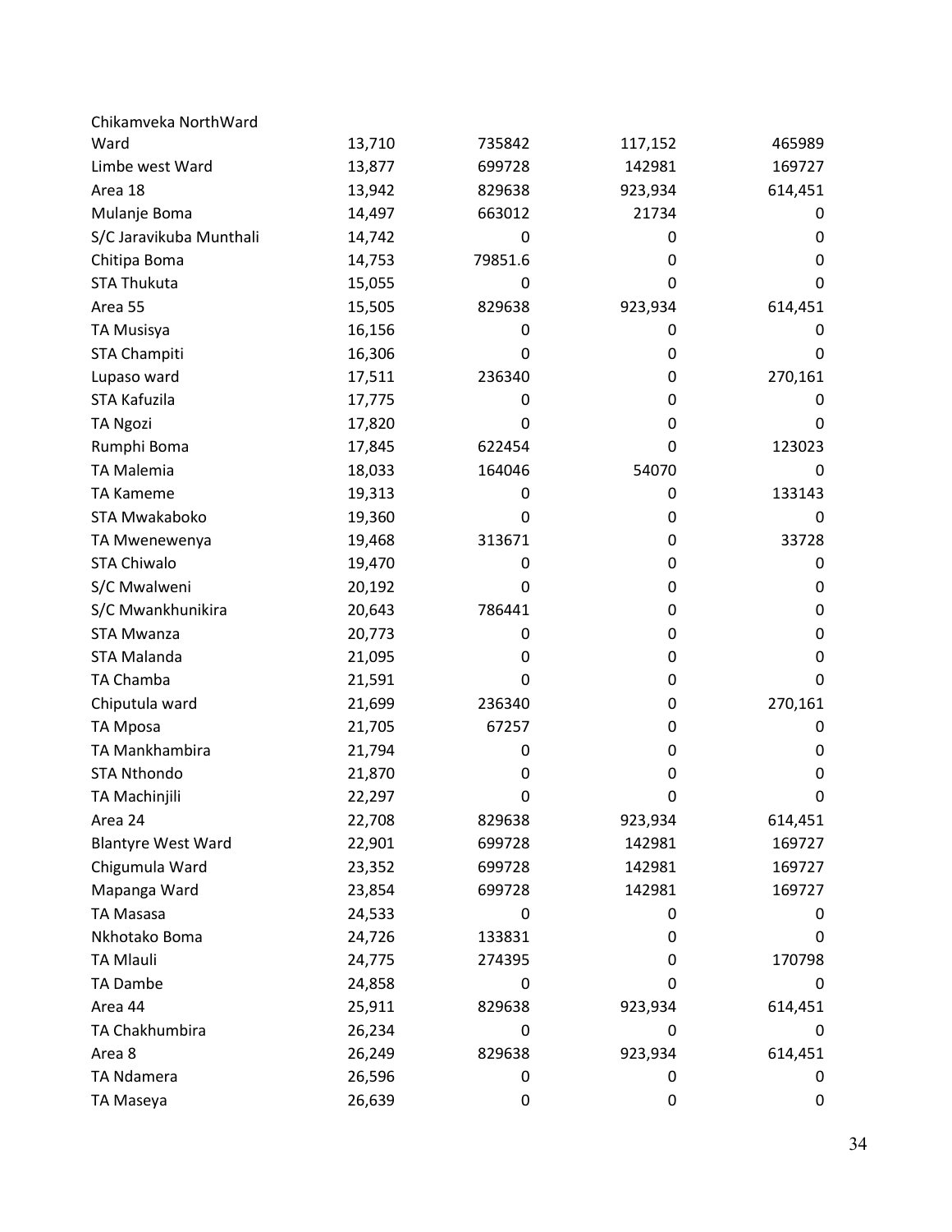| | | | | |
|---|---|---|---|---|
| Chikamveka NorthWard Ward | 13,710 | 735842 | 117,152 | 465989 |
| Limbe west Ward | 13,877 | 699728 | 142981 | 169727 |
| Area 18 | 13,942 | 829638 | 923,934 | 614,451 |
| Mulanje Boma | 14,497 | 663012 | 21734 | 0 |
| S/C Jaravikuba Munthali | 14,742 | 0 | 0 | 0 |
| Chitipa Boma | 14,753 | 79851.6 | 0 | 0 |
| STA Thukuta | 15,055 | 0 | 0 | 0 |
| Area 55 | 15,505 | 829638 | 923,934 | 614,451 |
| TA Musisya | 16,156 | 0 | 0 | 0 |
| STA Champiti | 16,306 | 0 | 0 | 0 |
| Lupaso ward | 17,511 | 236340 | 0 | 270,161 |
| STA Kafuzila | 17,775 | 0 | 0 | 0 |
| TA Ngozi | 17,820 | 0 | 0 | 0 |
| Rumphi Boma | 17,845 | 622454 | 0 | 123023 |
| TA Malemia | 18,033 | 164046 | 54070 | 0 |
| TA Kameme | 19,313 | 0 | 0 | 133143 |
| STA Mwakaboko | 19,360 | 0 | 0 | 0 |
| TA Mwenewenya | 19,468 | 313671 | 0 | 33728 |
| STA Chiwalo | 19,470 | 0 | 0 | 0 |
| S/C Mwalweni | 20,192 | 0 | 0 | 0 |
| S/C Mwankhunikira | 20,643 | 786441 | 0 | 0 |
| STA Mwanza | 20,773 | 0 | 0 | 0 |
| STA Malanda | 21,095 | 0 | 0 | 0 |
| TA Chamba | 21,591 | 0 | 0 | 0 |
| Chiputula ward | 21,699 | 236340 | 0 | 270,161 |
| TA Mposa | 21,705 | 67257 | 0 | 0 |
| TA Mankhambira | 21,794 | 0 | 0 | 0 |
| STA Nthondo | 21,870 | 0 | 0 | 0 |
| TA Machinjili | 22,297 | 0 | 0 | 0 |
| Area 24 | 22,708 | 829638 | 923,934 | 614,451 |
| Blantyre West Ward | 22,901 | 699728 | 142981 | 169727 |
| Chigumula Ward | 23,352 | 699728 | 142981 | 169727 |
| Mapanga Ward | 23,854 | 699728 | 142981 | 169727 |
| TA Masasa | 24,533 | 0 | 0 | 0 |
| Nkhotako Boma | 24,726 | 133831 | 0 | 0 |
| TA Mlauli | 24,775 | 274395 | 0 | 170798 |
| TA Dambe | 24,858 | 0 | 0 | 0 |
| Area 44 | 25,911 | 829638 | 923,934 | 614,451 |
| TA Chakhumbira | 26,234 | 0 | 0 | 0 |
| Area 8 | 26,249 | 829638 | 923,934 | 614,451 |
| TA Ndamera | 26,596 | 0 | 0 | 0 |
| TA Maseya | 26,639 | 0 | 0 | 0 |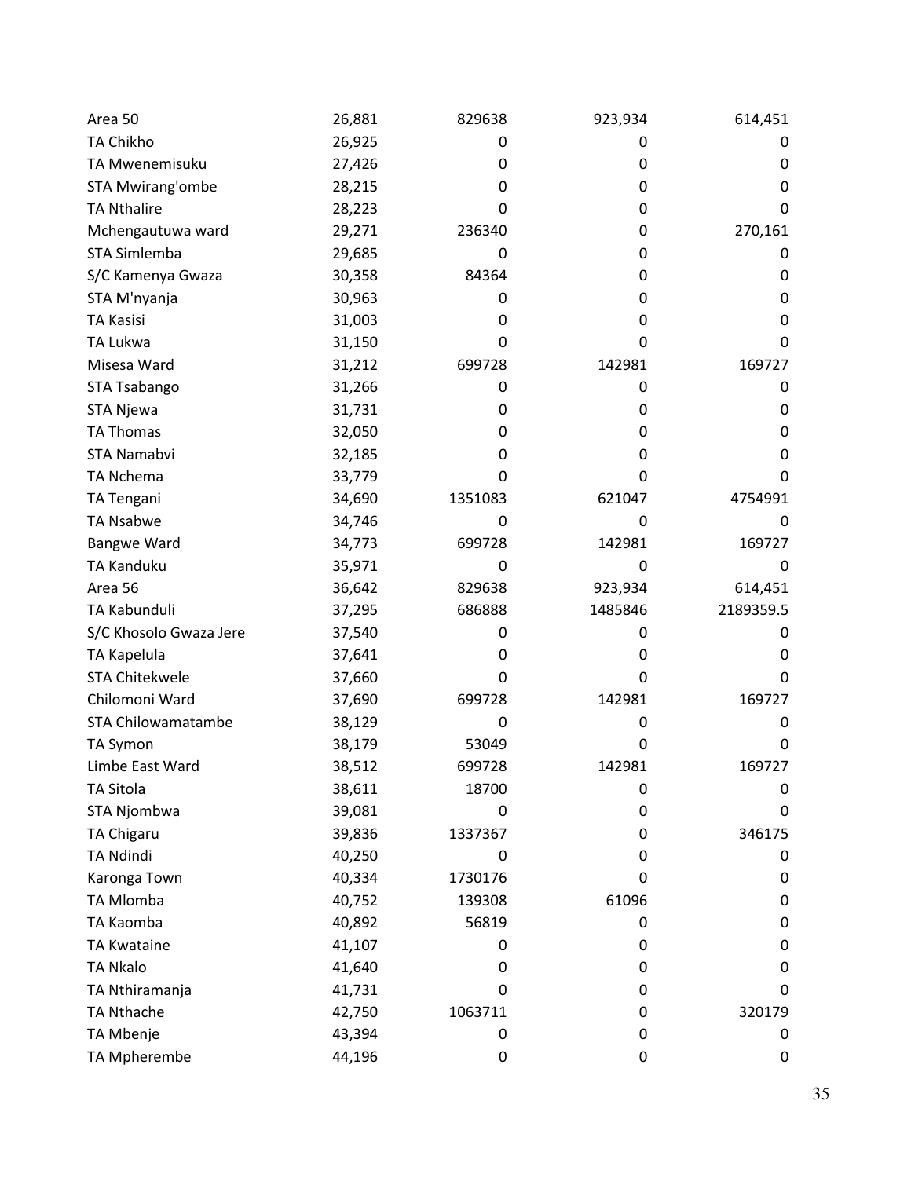| | | | | |
|---|---|---|---|---|
| Area 50 | 26,881 | 829638 | 923,934 | 614,451 |
| TA Chikho | 26,925 | 0 | 0 | 0 |
| TA Mwenemisuku | 27,426 | 0 | 0 | 0 |
| STA Mwirang'ombe | 28,215 | 0 | 0 | 0 |
| TA Nthalire | 28,223 | 0 | 0 | 0 |
| Mchengautuwa ward | 29,271 | 236340 | 0 | 270,161 |
| STA Simlemba | 29,685 | 0 | 0 | 0 |
| S/C Kamenya Gwaza | 30,358 | 84364 | 0 | 0 |
| STA M'nyanja | 30,963 | 0 | 0 | 0 |
| TA Kasisi | 31,003 | 0 | 0 | 0 |
| TA Lukwa | 31,150 | 0 | 0 | 0 |
| Misesa Ward | 31,212 | 699728 | 142981 | 169727 |
| STA Tsabango | 31,266 | 0 | 0 | 0 |
| STA Njewa | 31,731 | 0 | 0 | 0 |
| TA Thomas | 32,050 | 0 | 0 | 0 |
| STA Namabvi | 32,185 | 0 | 0 | 0 |
| TA Nchema | 33,779 | 0 | 0 | 0 |
| TA Tengani | 34,690 | 1351083 | 621047 | 4754991 |
| TA Nsabwe | 34,746 | 0 | 0 | 0 |
| Bangwe Ward | 34,773 | 699728 | 142981 | 169727 |
| TA Kanduku | 35,971 | 0 | 0 | 0 |
| Area 56 | 36,642 | 829638 | 923,934 | 614,451 |
| TA Kabunduli | 37,295 | 686888 | 1485846 | 2189359.5 |
| S/C Khosolo Gwaza Jere | 37,540 | 0 | 0 | 0 |
| TA Kapelula | 37,641 | 0 | 0 | 0 |
| STA Chitekwele | 37,660 | 0 | 0 | 0 |
| Chilomoni Ward | 37,690 | 699728 | 142981 | 169727 |
| STA Chilowamatambe | 38,129 | 0 | 0 | 0 |
| TA Symon | 38,179 | 53049 | 0 | 0 |
| Limbe East Ward | 38,512 | 699728 | 142981 | 169727 |
| TA Sitola | 38,611 | 18700 | 0 | 0 |
| STA Njombwa | 39,081 | 0 | 0 | 0 |
| TA Chigaru | 39,836 | 1337367 | 0 | 346175 |
| TA Ndindi | 40,250 | 0 | 0 | 0 |
| Karonga Town | 40,334 | 1730176 | 0 | 0 |
| TA Mlomba | 40,752 | 139308 | 61096 | 0 |
| TA Kaomba | 40,892 | 56819 | 0 | 0 |
| TA Kwataine | 41,107 | 0 | 0 | 0 |
| TA Nkalo | 41,640 | 0 | 0 | 0 |
| TA Nthiramanja | 41,731 | 0 | 0 | 0 |
| TA Nthache | 42,750 | 1063711 | 0 | 320179 |
| TA Mbenje | 43,394 | 0 | 0 | 0 |
| TA Mpherembe | 44,196 | 0 | 0 | 0 |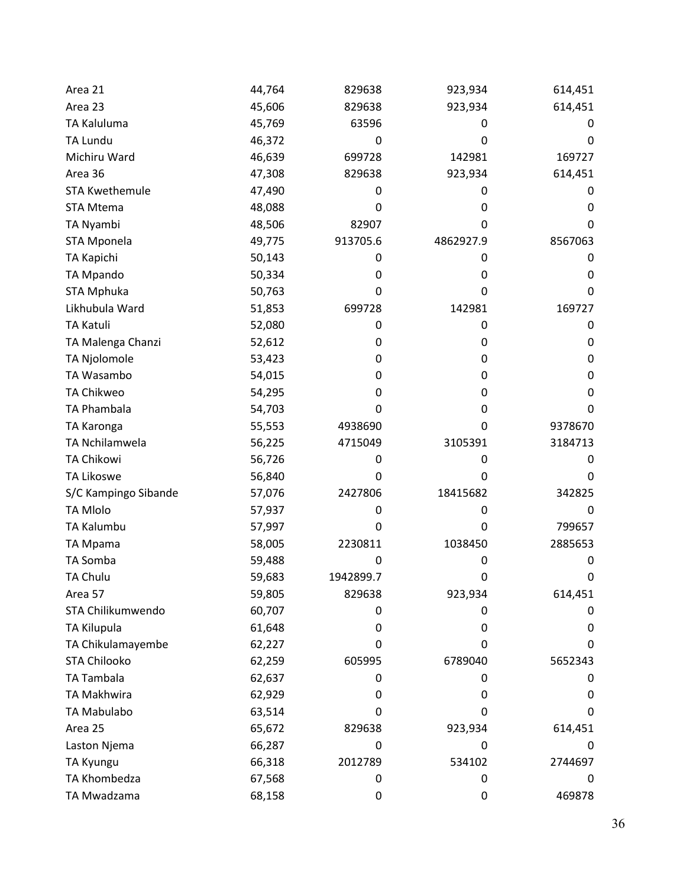| | | | | |
|---|---|---|---|---|
| Area 21 | 44,764 | 829638 | 923,934 | 614,451 |
| Area 23 | 45,606 | 829638 | 923,934 | 614,451 |
| TA Kaluluma | 45,769 | 63596 | 0 | 0 |
| TA Lundu | 46,372 | 0 | 0 | 0 |
| Michiru Ward | 46,639 | 699728 | 142981 | 169727 |
| Area 36 | 47,308 | 829638 | 923,934 | 614,451 |
| STA Kwethemule | 47,490 | 0 | 0 | 0 |
| STA Mtema | 48,088 | 0 | 0 | 0 |
| TA Nyambi | 48,506 | 82907 | 0 | 0 |
| STA Mponela | 49,775 | 913705.6 | 4862927.9 | 8567063 |
| TA Kapichi | 50,143 | 0 | 0 | 0 |
| TA Mpando | 50,334 | 0 | 0 | 0 |
| STA Mphuka | 50,763 | 0 | 0 | 0 |
| Likhubula Ward | 51,853 | 699728 | 142981 | 169727 |
| TA Katuli | 52,080 | 0 | 0 | 0 |
| TA Malenga Chanzi | 52,612 | 0 | 0 | 0 |
| TA Njolomole | 53,423 | 0 | 0 | 0 |
| TA Wasambo | 54,015 | 0 | 0 | 0 |
| TA Chikweo | 54,295 | 0 | 0 | 0 |
| TA Phambala | 54,703 | 0 | 0 | 0 |
| TA Karonga | 55,553 | 4938690 | 0 | 9378670 |
| TA Nchilamwela | 56,225 | 4715049 | 3105391 | 3184713 |
| TA Chikowi | 56,726 | 0 | 0 | 0 |
| TA Likoswe | 56,840 | 0 | 0 | 0 |
| S/C Kampingo Sibande | 57,076 | 2427806 | 18415682 | 342825 |
| TA Mlolo | 57,937 | 0 | 0 | 0 |
| TA Kalumbu | 57,997 | 0 | 0 | 799657 |
| TA Mpama | 58,005 | 2230811 | 1038450 | 2885653 |
| TA Somba | 59,488 | 0 | 0 | 0 |
| TA Chulu | 59,683 | 1942899.7 | 0 | 0 |
| Area 57 | 59,805 | 829638 | 923,934 | 614,451 |
| STA Chilikumwendo | 60,707 | 0 | 0 | 0 |
| TA Kilupula | 61,648 | 0 | 0 | 0 |
| TA Chikulamayembe | 62,227 | 0 | 0 | 0 |
| STA Chilooko | 62,259 | 605995 | 6789040 | 5652343 |
| TA Tambala | 62,637 | 0 | 0 | 0 |
| TA Makhwira | 62,929 | 0 | 0 | 0 |
| TA Mabulabo | 63,514 | 0 | 0 | 0 |
| Area 25 | 65,672 | 829638 | 923,934 | 614,451 |
| Laston Njema | 66,287 | 0 | 0 | 0 |
| TA Kyungu | 66,318 | 2012789 | 534102 | 2744697 |
| TA Khombedza | 67,568 | 0 | 0 | 0 |
| TA Mwadzama | 68,158 | 0 | 0 | 469878 |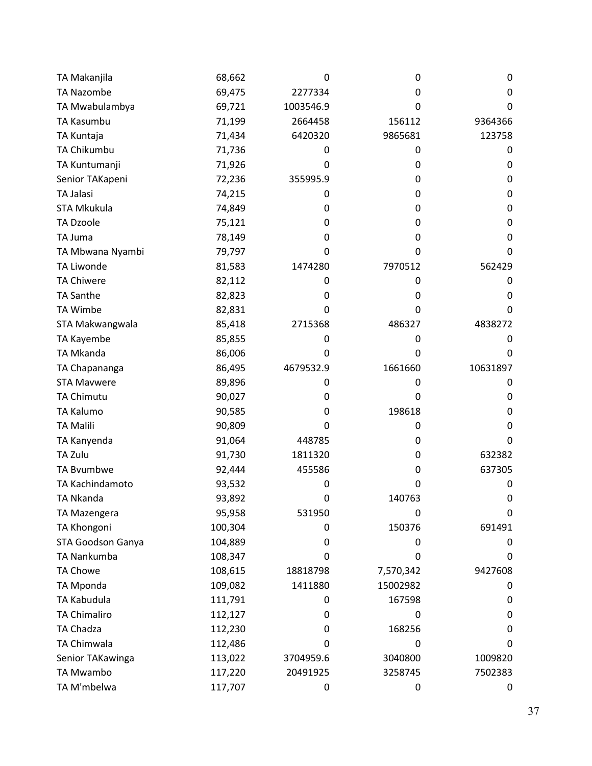| | | | | |
|---|---|---|---|---|
| TA Makanjila | 68,662 | 0 | 0 | 0 |
| TA Nazombe | 69,475 | 2277334 | 0 | 0 |
| TA Mwabulambya | 69,721 | 1003546.9 | 0 | 0 |
| TA Kasumbu | 71,199 | 2664458 | 156112 | 9364366 |
| TA Kuntaja | 71,434 | 6420320 | 9865681 | 123758 |
| TA Chikumbu | 71,736 | 0 | 0 | 0 |
| TA Kuntumanji | 71,926 | 0 | 0 | 0 |
| Senior TAKapeni | 72,236 | 355995.9 | 0 | 0 |
| TA Jalasi | 74,215 | 0 | 0 | 0 |
| STA Mkukula | 74,849 | 0 | 0 | 0 |
| TA Dzoole | 75,121 | 0 | 0 | 0 |
| TA Juma | 78,149 | 0 | 0 | 0 |
| TA Mbwana Nyambi | 79,797 | 0 | 0 | 0 |
| TA Liwonde | 81,583 | 1474280 | 7970512 | 562429 |
| TA Chiwere | 82,112 | 0 | 0 | 0 |
| TA Santhe | 82,823 | 0 | 0 | 0 |
| TA Wimbe | 82,831 | 0 | 0 | 0 |
| STA Makwangwala | 85,418 | 2715368 | 486327 | 4838272 |
| TA Kayembe | 85,855 | 0 | 0 | 0 |
| TA Mkanda | 86,006 | 0 | 0 | 0 |
| TA Chapananga | 86,495 | 4679532.9 | 1661660 | 10631897 |
| STA Mavwere | 89,896 | 0 | 0 | 0 |
| TA Chimutu | 90,027 | 0 | 0 | 0 |
| TA Kalumo | 90,585 | 0 | 198618 | 0 |
| TA Malili | 90,809 | 0 | 0 | 0 |
| TA Kanyenda | 91,064 | 448785 | 0 | 0 |
| TA Zulu | 91,730 | 1811320 | 0 | 632382 |
| TA Bvumbwe | 92,444 | 455586 | 0 | 637305 |
| TA Kachindamoto | 93,532 | 0 | 0 | 0 |
| TA Nkanda | 93,892 | 0 | 140763 | 0 |
| TA Mazengera | 95,958 | 531950 | 0 | 0 |
| TA Khongoni | 100,304 | 0 | 150376 | 691491 |
| STA Goodson Ganya | 104,889 | 0 | 0 | 0 |
| TA Nankumba | 108,347 | 0 | 0 | 0 |
| TA Chowe | 108,615 | 18818798 | 7,570,342 | 9427608 |
| TA Mponda | 109,082 | 1411880 | 15002982 | 0 |
| TA Kabudula | 111,791 | 0 | 167598 | 0 |
| TA Chimaliro | 112,127 | 0 | 0 | 0 |
| TA Chadza | 112,230 | 0 | 168256 | 0 |
| TA Chimwala | 112,486 | 0 | 0 | 0 |
| Senior TAKawinga | 113,022 | 3704959.6 | 3040800 | 1009820 |
| TA Mwambo | 117,220 | 20491925 | 3258745 | 7502383 |
| TA M'mbelwa | 117,707 | 0 | 0 | 0 |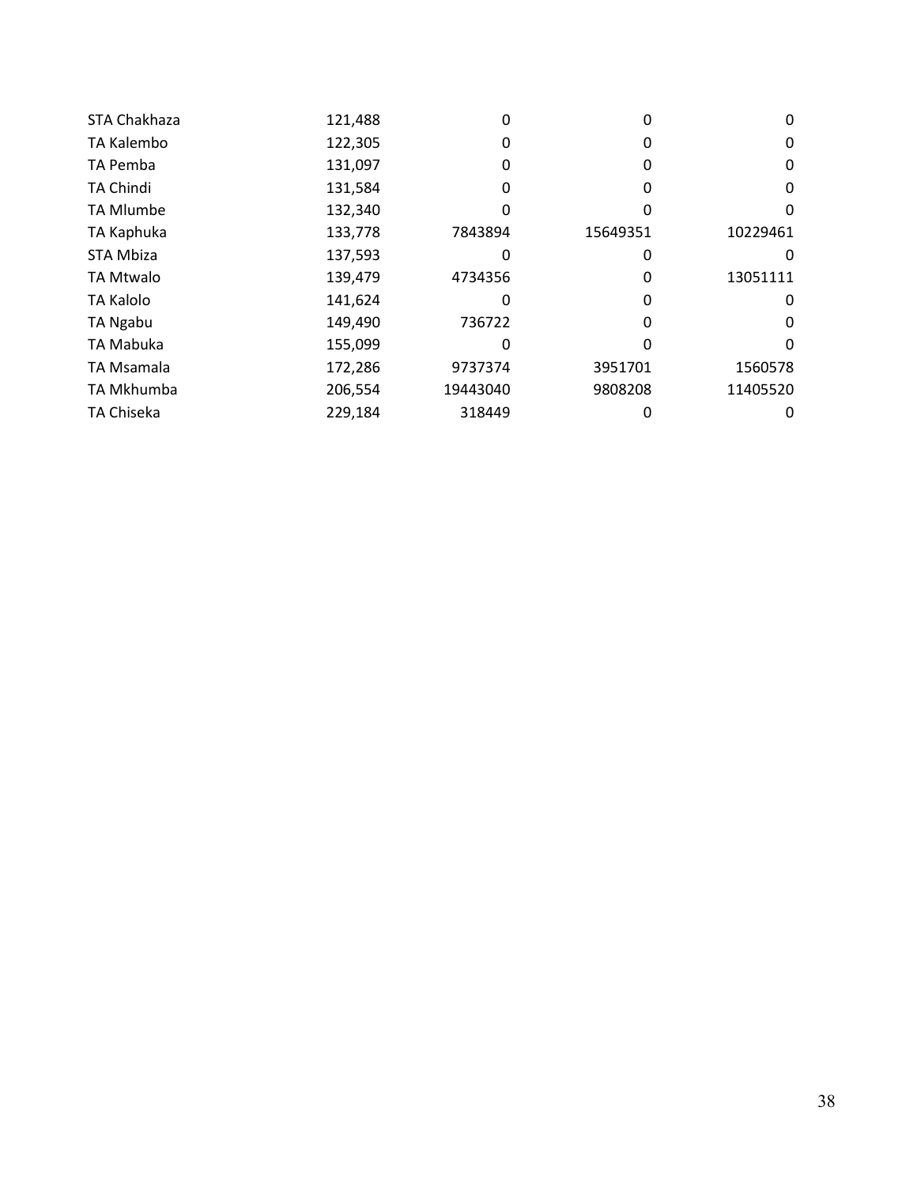| | | | | |
|---|---|---|---|---|
| STA Chakhaza | 121,488 | 0 | 0 | 0 |
| TA Kalembo | 122,305 | 0 | 0 | 0 |
| TA Pemba | 131,097 | 0 | 0 | 0 |
| TA Chindi | 131,584 | 0 | 0 | 0 |
| TA Mlumbe | 132,340 | 0 | 0 | 0 |
| TA Kaphuka | 133,778 | 7843894 | 15649351 | 10229461 |
| STA Mbiza | 137,593 | 0 | 0 | 0 |
| TA Mtwalo | 139,479 | 4734356 | 0 | 13051111 |
| TA Kalolo | 141,624 | 0 | 0 | 0 |
| TA Ngabu | 149,490 | 736722 | 0 | 0 |
| TA Mabuka | 155,099 | 0 | 0 | 0 |
| TA Msamala | 172,286 | 9737374 | 3951701 | 1560578 |
| TA Mkhumba | 206,554 | 19443040 | 9808208 | 11405520 |
| TA Chiseka | 229,184 | 318449 | 0 | 0 |